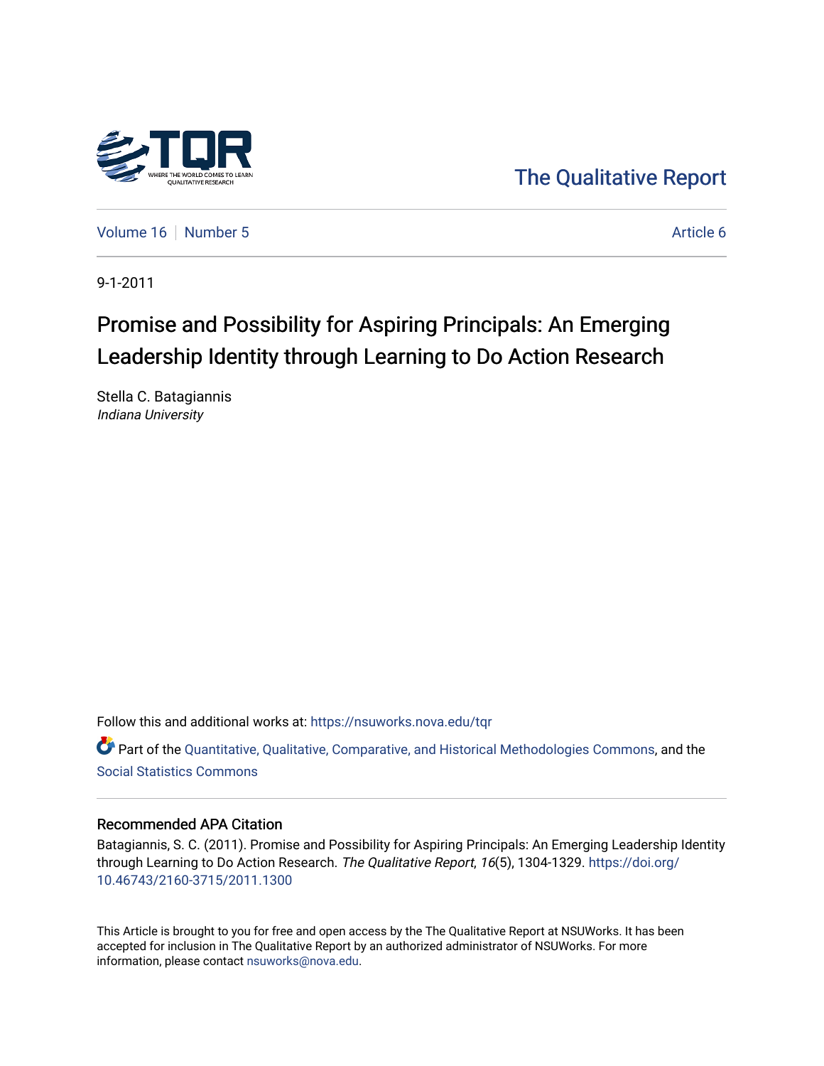The Qualitative Report

Volume 16 | Number 5 | Article 6

9-1-2011

# Promise and Possibility for Aspiring Principals: An Emerging Leadership Identity through Learning to Do Action Research

Stella C. Batagiannis
*Indiana University*

Follow this and additional works at: https://nsuworks.nova.edu/tqr

Part of the Quantitative, Qualitative, Comparative, and Historical Methodologies Commons, and the Social Statistics Commons

## Recommended APA Citation

Batagiannis, S. C. (2011). Promise and Possibility for Aspiring Principals: An Emerging Leadership Identity through Learning to Do Action Research. *The Qualitative Report*, *16*(5), 1304-1329. https://doi.org/10.46743/2160-3715/2011.1300

This Article is brought to you for free and open access by the The Qualitative Report at NSUWorks. It has been accepted for inclusion in The Qualitative Report by an authorized administrator of NSUWorks. For more information, please contact nsuworks@nova.edu.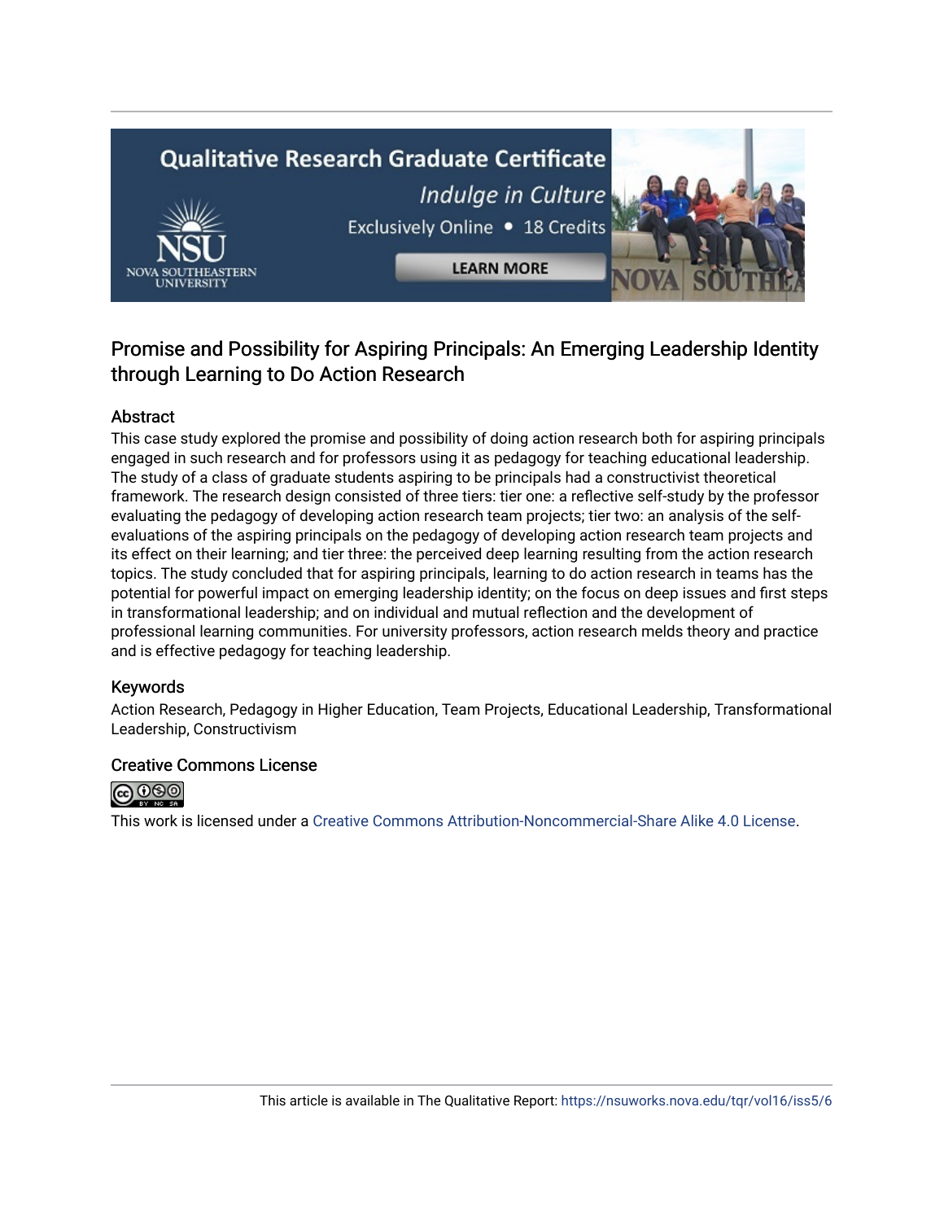# Promise and Possibility for Aspiring Principals: An Emerging Leadership Identity through Learning to Do Action Research

## Abstract

This case study explored the promise and possibility of doing action research both for aspiring principals engaged in such research and for professors using it as pedagogy for teaching educational leadership. The study of a class of graduate students aspiring to be principals had a constructivist theoretical framework. The research design consisted of three tiers: tier one: a reflective self-study by the professor evaluating the pedagogy of developing action research team projects; tier two: an analysis of the self-evaluations of the aspiring principals on the pedagogy of developing action research team projects and its effect on their learning; and tier three: the perceived deep learning resulting from the action research topics. The study concluded that for aspiring principals, learning to do action research in teams has the potential for powerful impact on emerging leadership identity; on the focus on deep issues and first steps in transformational leadership; and on individual and mutual reflection and the development of professional learning communities. For university professors, action research melds theory and practice and is effective pedagogy for teaching leadership.

## Keywords

Action Research, Pedagogy in Higher Education, Team Projects, Educational Leadership, Transformational Leadership, Constructivism

## Creative Commons License

This work is licensed under a Creative Commons Attribution-Noncommercial-Share Alike 4.0 License.

This article is available in The Qualitative Report: https://nsuworks.nova.edu/tqr/vol16/iss5/6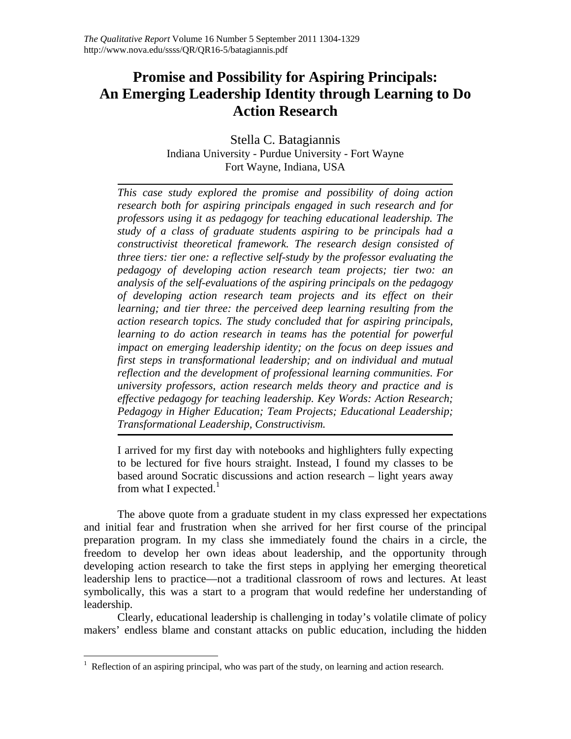# Promise and Possibility for Aspiring Principals: An Emerging Leadership Identity through Learning to Do Action Research

Stella C. Batagiannis
Indiana University - Purdue University - Fort Wayne
Fort Wayne, Indiana, USA

*This case study explored the promise and possibility of doing action research both for aspiring principals engaged in such research and for professors using it as pedagogy for teaching educational leadership. The study of a class of graduate students aspiring to be principals had a constructivist theoretical framework. The research design consisted of three tiers: tier one: a reflective self-study by the professor evaluating the pedagogy of developing action research team projects; tier two: an analysis of the self-evaluations of the aspiring principals on the pedagogy of developing action research team projects and its effect on their learning; and tier three: the perceived deep learning resulting from the action research topics. The study concluded that for aspiring principals, learning to do action research in teams has the potential for powerful impact on emerging leadership identity; on the focus on deep issues and first steps in transformational leadership; and on individual and mutual reflection and the development of professional learning communities. For university professors, action research melds theory and practice and is effective pedagogy for teaching leadership. Key Words: Action Research; Pedagogy in Higher Education; Team Projects; Educational Leadership; Transformational Leadership, Constructivism.*

> I arrived for my first day with notebooks and highlighters fully expecting to be lectured for five hours straight. Instead, I found my classes to be based around Socratic discussions and action research – light years away from what I expected.[1]

The above quote from a graduate student in my class expressed her expectations and initial fear and frustration when she arrived for her first course of the principal preparation program. In my class she immediately found the chairs in a circle, the freedom to develop her own ideas about leadership, and the opportunity through developing action research to take the first steps in applying her emerging theoretical leadership lens to practice—not a traditional classroom of rows and lectures. At least symbolically, this was a start to a program that would redefine her understanding of leadership.

Clearly, educational leadership is challenging in today's volatile climate of policy makers' endless blame and constant attacks on public education, including the hidden

[1] Reflection of an aspiring principal, who was part of the study, on learning and action research.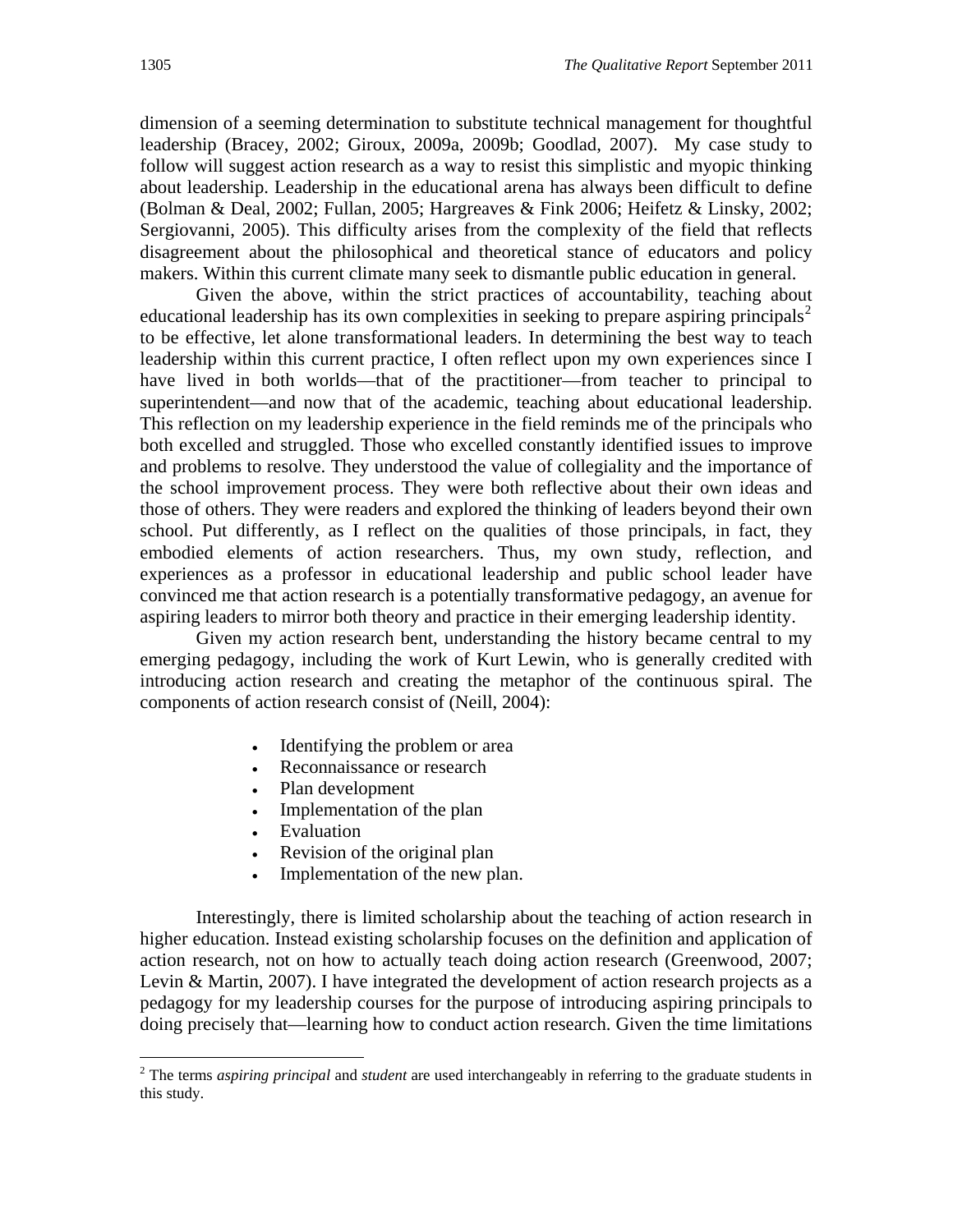dimension of a seeming determination to substitute technical management for thoughtful leadership (Bracey, 2002; Giroux, 2009a, 2009b; Goodlad, 2007). My case study to follow will suggest action research as a way to resist this simplistic and myopic thinking about leadership. Leadership in the educational arena has always been difficult to define (Bolman & Deal, 2002; Fullan, 2005; Hargreaves & Fink 2006; Heifetz & Linsky, 2002; Sergiovanni, 2005). This difficulty arises from the complexity of the field that reflects disagreement about the philosophical and theoretical stance of educators and policy makers. Within this current climate many seek to dismantle public education in general.

Given the above, within the strict practices of accountability, teaching about educational leadership has its own complexities in seeking to prepare aspiring principals[2] to be effective, let alone transformational leaders. In determining the best way to teach leadership within this current practice, I often reflect upon my own experiences since I have lived in both worlds—that of the practitioner—from teacher to principal to superintendent—and now that of the academic, teaching about educational leadership. This reflection on my leadership experience in the field reminds me of the principals who both excelled and struggled. Those who excelled constantly identified issues to improve and problems to resolve. They understood the value of collegiality and the importance of the school improvement process. They were both reflective about their own ideas and those of others. They were readers and explored the thinking of leaders beyond their own school. Put differently, as I reflect on the qualities of those principals, in fact, they embodied elements of action researchers. Thus, my own study, reflection, and experiences as a professor in educational leadership and public school leader have convinced me that action research is a potentially transformative pedagogy, an avenue for aspiring leaders to mirror both theory and practice in their emerging leadership identity.

Given my action research bent, understanding the history became central to my emerging pedagogy, including the work of Kurt Lewin, who is generally credited with introducing action research and creating the metaphor of the continuous spiral. The components of action research consist of (Neill, 2004):

- Identifying the problem or area
- Reconnaissance or research
- Plan development
- Implementation of the plan
- Evaluation
- Revision of the original plan
- Implementation of the new plan.

Interestingly, there is limited scholarship about the teaching of action research in higher education. Instead existing scholarship focuses on the definition and application of action research, not on how to actually teach doing action research (Greenwood, 2007; Levin & Martin, 2007). I have integrated the development of action research projects as a pedagogy for my leadership courses for the purpose of introducing aspiring principals to doing precisely that—learning how to conduct action research. Given the time limitations

[2] The terms *aspiring principal* and *student* are used interchangeably in referring to the graduate students in this study.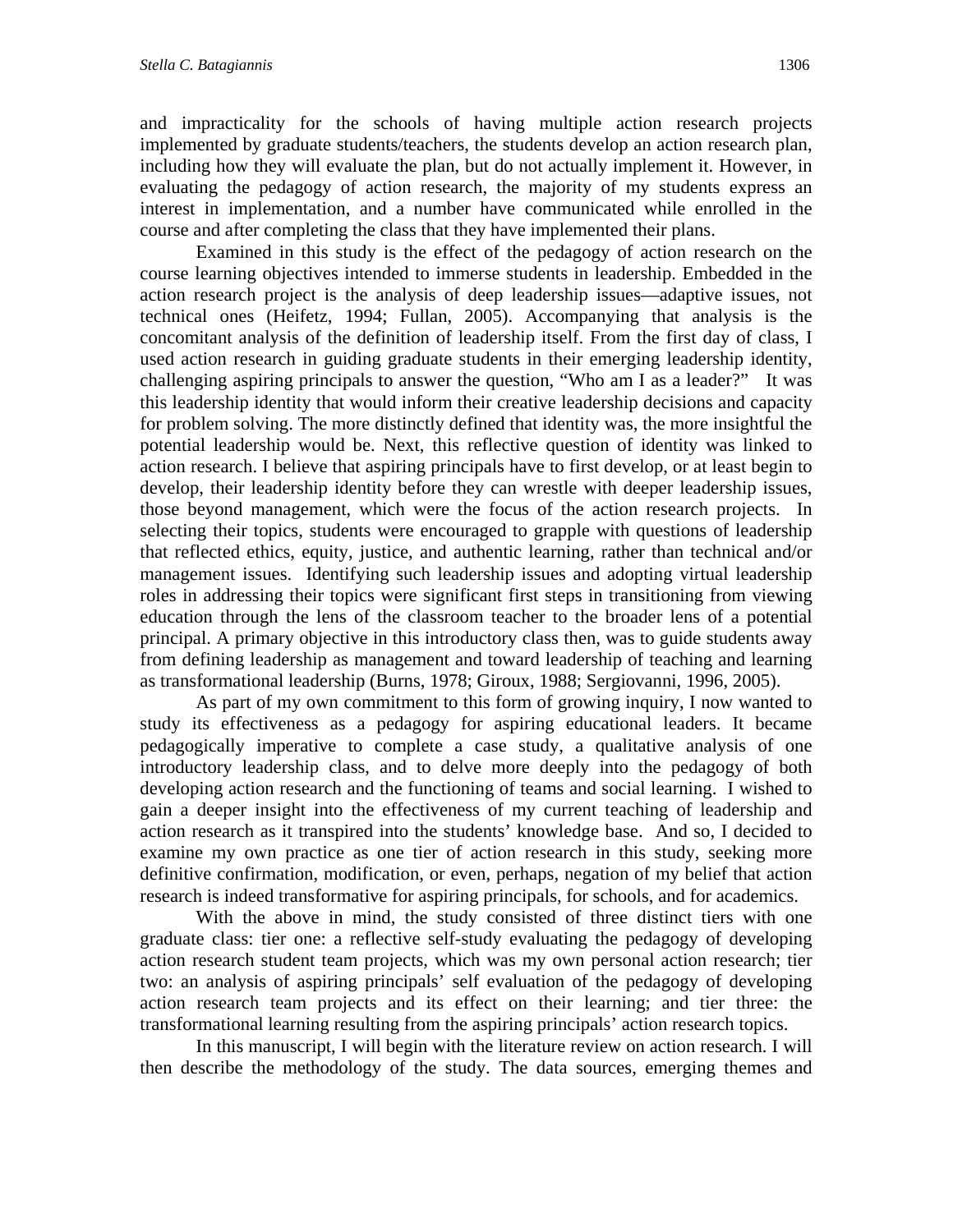and impracticality for the schools of having multiple action research projects implemented by graduate students/teachers, the students develop an action research plan, including how they will evaluate the plan, but do not actually implement it. However, in evaluating the pedagogy of action research, the majority of my students express an interest in implementation, and a number have communicated while enrolled in the course and after completing the class that they have implemented their plans.

Examined in this study is the effect of the pedagogy of action research on the course learning objectives intended to immerse students in leadership. Embedded in the action research project is the analysis of deep leadership issues—adaptive issues, not technical ones (Heifetz, 1994; Fullan, 2005). Accompanying that analysis is the concomitant analysis of the definition of leadership itself. From the first day of class, I used action research in guiding graduate students in their emerging leadership identity, challenging aspiring principals to answer the question, "Who am I as a leader?" It was this leadership identity that would inform their creative leadership decisions and capacity for problem solving. The more distinctly defined that identity was, the more insightful the potential leadership would be. Next, this reflective question of identity was linked to action research. I believe that aspiring principals have to first develop, or at least begin to develop, their leadership identity before they can wrestle with deeper leadership issues, those beyond management, which were the focus of the action research projects. In selecting their topics, students were encouraged to grapple with questions of leadership that reflected ethics, equity, justice, and authentic learning, rather than technical and/or management issues. Identifying such leadership issues and adopting virtual leadership roles in addressing their topics were significant first steps in transitioning from viewing education through the lens of the classroom teacher to the broader lens of a potential principal. A primary objective in this introductory class then, was to guide students away from defining leadership as management and toward leadership of teaching and learning as transformational leadership (Burns, 1978; Giroux, 1988; Sergiovanni, 1996, 2005).

As part of my own commitment to this form of growing inquiry, I now wanted to study its effectiveness as a pedagogy for aspiring educational leaders. It became pedagogically imperative to complete a case study, a qualitative analysis of one introductory leadership class, and to delve more deeply into the pedagogy of both developing action research and the functioning of teams and social learning. I wished to gain a deeper insight into the effectiveness of my current teaching of leadership and action research as it transpired into the students' knowledge base. And so, I decided to examine my own practice as one tier of action research in this study, seeking more definitive confirmation, modification, or even, perhaps, negation of my belief that action research is indeed transformative for aspiring principals, for schools, and for academics.

With the above in mind, the study consisted of three distinct tiers with one graduate class: tier one: a reflective self-study evaluating the pedagogy of developing action research student team projects, which was my own personal action research; tier two: an analysis of aspiring principals' self evaluation of the pedagogy of developing action research team projects and its effect on their learning; and tier three: the transformational learning resulting from the aspiring principals' action research topics.

In this manuscript, I will begin with the literature review on action research. I will then describe the methodology of the study. The data sources, emerging themes and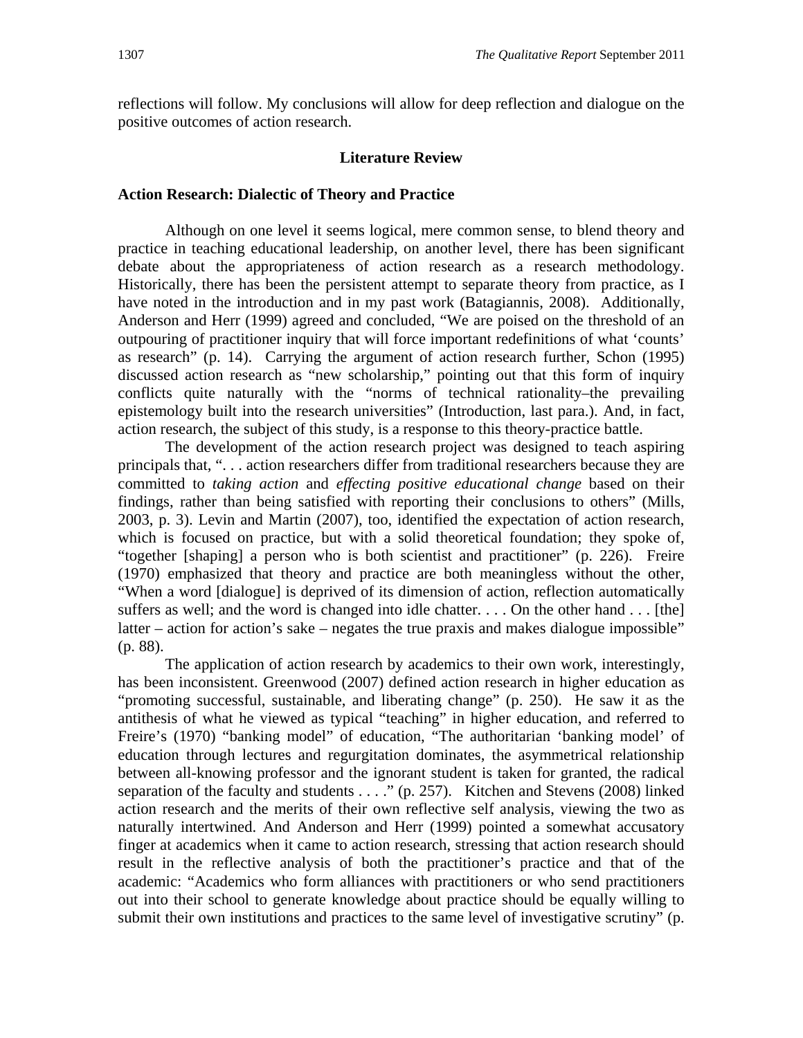reflections will follow. My conclusions will allow for deep reflection and dialogue on the positive outcomes of action research.

## Literature Review

### Action Research: Dialectic of Theory and Practice

Although on one level it seems logical, mere common sense, to blend theory and practice in teaching educational leadership, on another level, there has been significant debate about the appropriateness of action research as a research methodology. Historically, there has been the persistent attempt to separate theory from practice, as I have noted in the introduction and in my past work (Batagiannis, 2008). Additionally, Anderson and Herr (1999) agreed and concluded, "We are poised on the threshold of an outpouring of practitioner inquiry that will force important redefinitions of what 'counts' as research" (p. 14). Carrying the argument of action research further, Schon (1995) discussed action research as "new scholarship," pointing out that this form of inquiry conflicts quite naturally with the "norms of technical rationality–the prevailing epistemology built into the research universities" (Introduction, last para.). And, in fact, action research, the subject of this study, is a response to this theory-practice battle.

The development of the action research project was designed to teach aspiring principals that, ". . . action researchers differ from traditional researchers because they are committed to *taking action* and *effecting positive educational change* based on their findings, rather than being satisfied with reporting their conclusions to others" (Mills, 2003, p. 3). Levin and Martin (2007), too, identified the expectation of action research, which is focused on practice, but with a solid theoretical foundation; they spoke of, "together [shaping] a person who is both scientist and practitioner" (p. 226). Freire (1970) emphasized that theory and practice are both meaningless without the other, "When a word [dialogue] is deprived of its dimension of action, reflection automatically suffers as well; and the word is changed into idle chatter. . . . On the other hand . . . [the] latter – action for action's sake – negates the true praxis and makes dialogue impossible" (p. 88).

The application of action research by academics to their own work, interestingly, has been inconsistent. Greenwood (2007) defined action research in higher education as "promoting successful, sustainable, and liberating change" (p. 250). He saw it as the antithesis of what he viewed as typical "teaching" in higher education, and referred to Freire's (1970) "banking model" of education, "The authoritarian 'banking model' of education through lectures and regurgitation dominates, the asymmetrical relationship between all-knowing professor and the ignorant student is taken for granted, the radical separation of the faculty and students . . . ." (p. 257). Kitchen and Stevens (2008) linked action research and the merits of their own reflective self analysis, viewing the two as naturally intertwined. And Anderson and Herr (1999) pointed a somewhat accusatory finger at academics when it came to action research, stressing that action research should result in the reflective analysis of both the practitioner's practice and that of the academic: "Academics who form alliances with practitioners or who send practitioners out into their school to generate knowledge about practice should be equally willing to submit their own institutions and practices to the same level of investigative scrutiny" (p.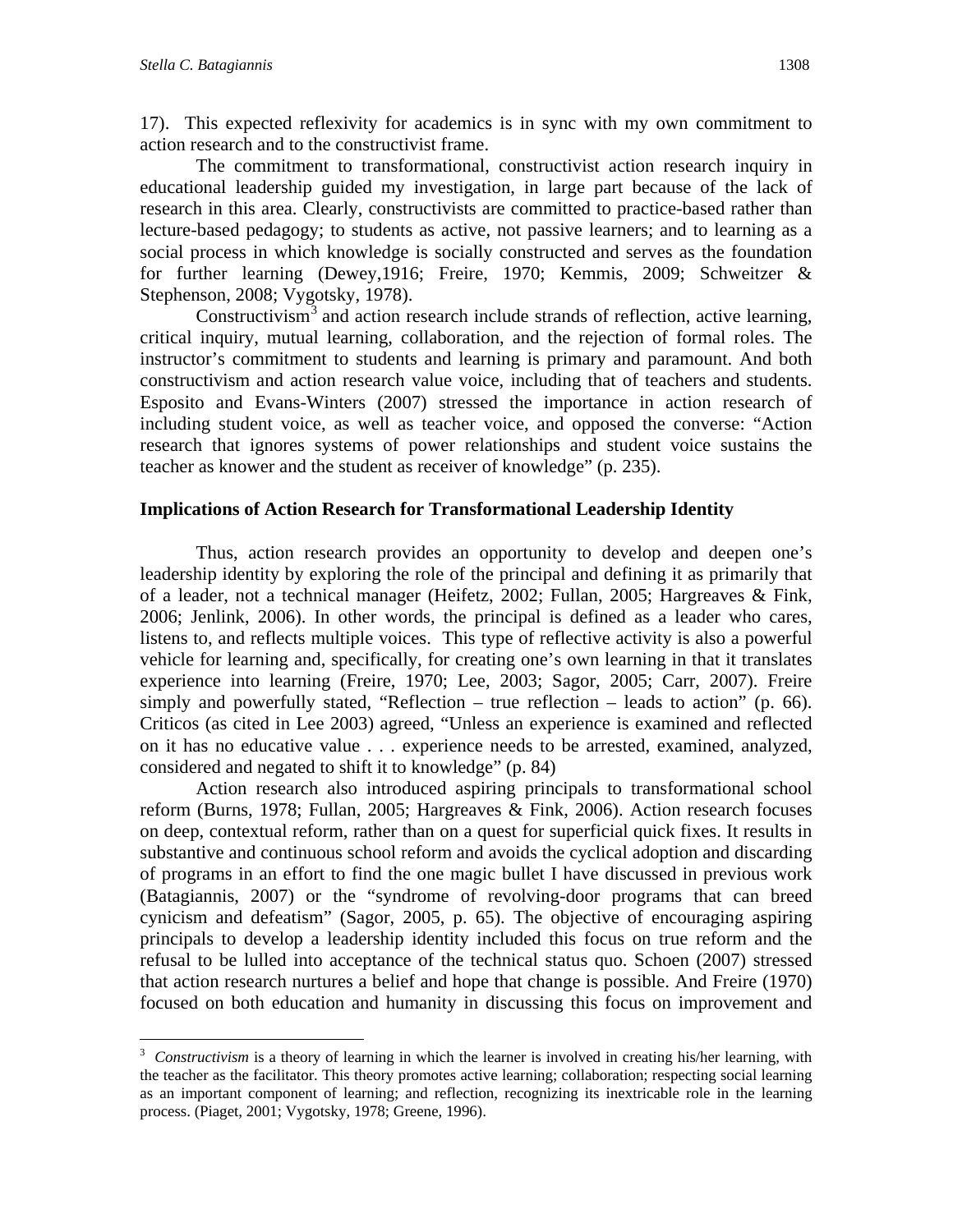17). This expected reflexivity for academics is in sync with my own commitment to action research and to the constructivist frame.

The commitment to transformational, constructivist action research inquiry in educational leadership guided my investigation, in large part because of the lack of research in this area. Clearly, constructivists are committed to practice-based rather than lecture-based pedagogy; to students as active, not passive learners; and to learning as a social process in which knowledge is socially constructed and serves as the foundation for further learning (Dewey,1916; Freire, 1970; Kemmis, 2009; Schweitzer & Stephenson, 2008; Vygotsky, 1978).

Constructivism[3] and action research include strands of reflection, active learning, critical inquiry, mutual learning, collaboration, and the rejection of formal roles. The instructor's commitment to students and learning is primary and paramount. And both constructivism and action research value voice, including that of teachers and students. Esposito and Evans-Winters (2007) stressed the importance in action research of including student voice, as well as teacher voice, and opposed the converse: "Action research that ignores systems of power relationships and student voice sustains the teacher as knower and the student as receiver of knowledge" (p. 235).

### Implications of Action Research for Transformational Leadership Identity

Thus, action research provides an opportunity to develop and deepen one's leadership identity by exploring the role of the principal and defining it as primarily that of a leader, not a technical manager (Heifetz, 2002; Fullan, 2005; Hargreaves & Fink, 2006; Jenlink, 2006). In other words, the principal is defined as a leader who cares, listens to, and reflects multiple voices. This type of reflective activity is also a powerful vehicle for learning and, specifically, for creating one's own learning in that it translates experience into learning (Freire, 1970; Lee, 2003; Sagor, 2005; Carr, 2007). Freire simply and powerfully stated, "Reflection – true reflection – leads to action" (p. 66). Criticos (as cited in Lee 2003) agreed, "Unless an experience is examined and reflected on it has no educative value . . . experience needs to be arrested, examined, analyzed, considered and negated to shift it to knowledge" (p. 84)

Action research also introduced aspiring principals to transformational school reform (Burns, 1978; Fullan, 2005; Hargreaves & Fink, 2006). Action research focuses on deep, contextual reform, rather than on a quest for superficial quick fixes. It results in substantive and continuous school reform and avoids the cyclical adoption and discarding of programs in an effort to find the one magic bullet I have discussed in previous work (Batagiannis, 2007) or the "syndrome of revolving-door programs that can breed cynicism and defeatism" (Sagor, 2005, p. 65). The objective of encouraging aspiring principals to develop a leadership identity included this focus on true reform and the refusal to be lulled into acceptance of the technical status quo. Schoen (2007) stressed that action research nurtures a belief and hope that change is possible. And Freire (1970) focused on both education and humanity in discussing this focus on improvement and

---

[3] *Constructivism* is a theory of learning in which the learner is involved in creating his/her learning, with the teacher as the facilitator. This theory promotes active learning; collaboration; respecting social learning as an important component of learning; and reflection, recognizing its inextricable role in the learning process. (Piaget, 2001; Vygotsky, 1978; Greene, 1996).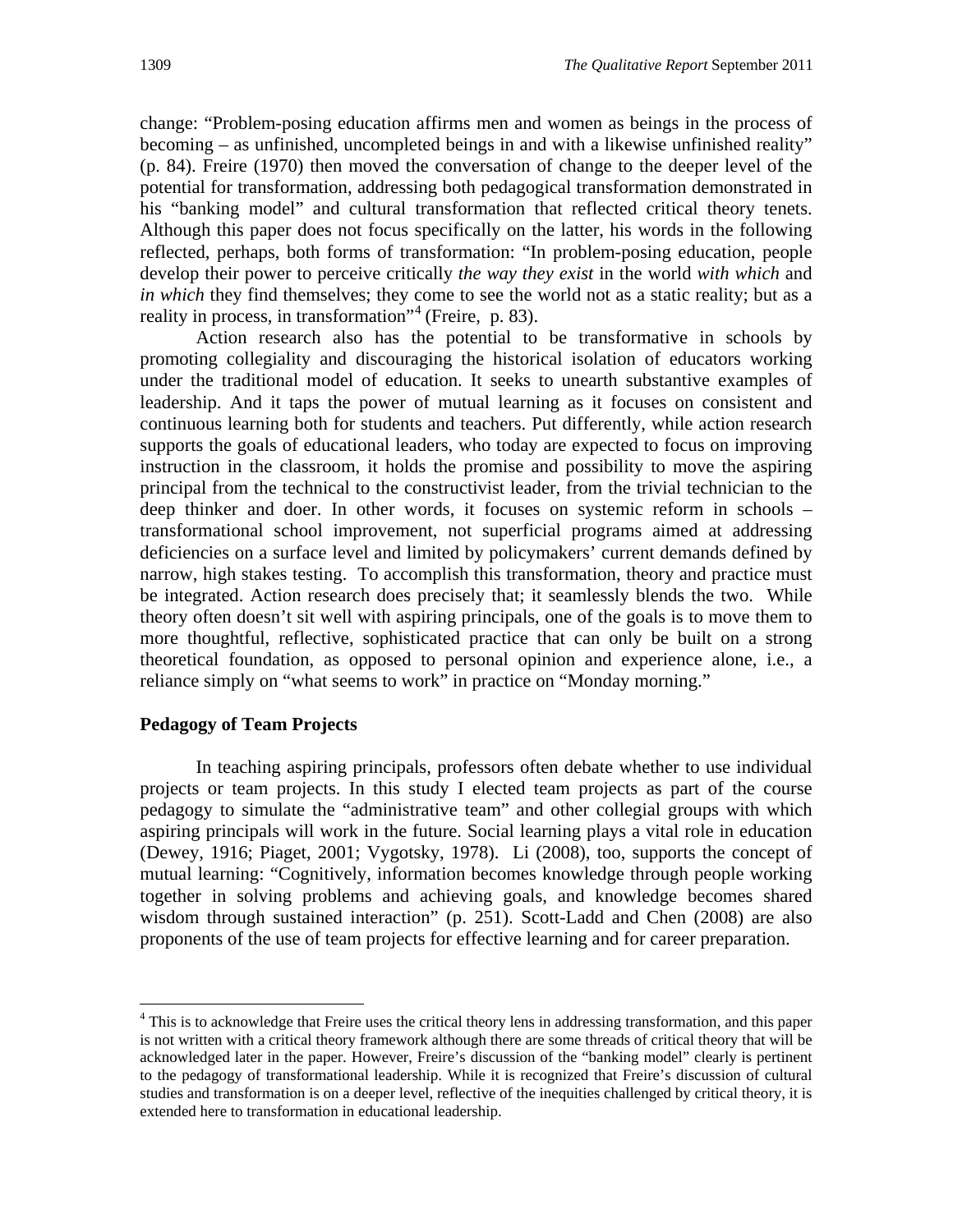change: "Problem-posing education affirms men and women as beings in the process of becoming – as unfinished, uncompleted beings in and with a likewise unfinished reality" (p. 84). Freire (1970) then moved the conversation of change to the deeper level of the potential for transformation, addressing both pedagogical transformation demonstrated in his "banking model" and cultural transformation that reflected critical theory tenets. Although this paper does not focus specifically on the latter, his words in the following reflected, perhaps, both forms of transformation: "In problem-posing education, people develop their power to perceive critically *the way they exist* in the world *with which* and *in which* they find themselves; they come to see the world not as a static reality; but as a reality in process, in transformation"[4] (Freire, p. 83).

Action research also has the potential to be transformative in schools by promoting collegiality and discouraging the historical isolation of educators working under the traditional model of education. It seeks to unearth substantive examples of leadership. And it taps the power of mutual learning as it focuses on consistent and continuous learning both for students and teachers. Put differently, while action research supports the goals of educational leaders, who today are expected to focus on improving instruction in the classroom, it holds the promise and possibility to move the aspiring principal from the technical to the constructivist leader, from the trivial technician to the deep thinker and doer. In other words, it focuses on systemic reform in schools – transformational school improvement, not superficial programs aimed at addressing deficiencies on a surface level and limited by policymakers' current demands defined by narrow, high stakes testing. To accomplish this transformation, theory and practice must be integrated. Action research does precisely that; it seamlessly blends the two. While theory often doesn't sit well with aspiring principals, one of the goals is to move them to more thoughtful, reflective, sophisticated practice that can only be built on a strong theoretical foundation, as opposed to personal opinion and experience alone, i.e., a reliance simply on "what seems to work" in practice on "Monday morning."

### Pedagogy of Team Projects

In teaching aspiring principals, professors often debate whether to use individual projects or team projects. In this study I elected team projects as part of the course pedagogy to simulate the "administrative team" and other collegial groups with which aspiring principals will work in the future. Social learning plays a vital role in education (Dewey, 1916; Piaget, 2001; Vygotsky, 1978). Li (2008), too, supports the concept of mutual learning: "Cognitively, information becomes knowledge through people working together in solving problems and achieving goals, and knowledge becomes shared wisdom through sustained interaction" (p. 251). Scott-Ladd and Chen (2008) are also proponents of the use of team projects for effective learning and for career preparation.

---

[4] This is to acknowledge that Freire uses the critical theory lens in addressing transformation, and this paper is not written with a critical theory framework although there are some threads of critical theory that will be acknowledged later in the paper. However, Freire's discussion of the "banking model" clearly is pertinent to the pedagogy of transformational leadership. While it is recognized that Freire's discussion of cultural studies and transformation is on a deeper level, reflective of the inequities challenged by critical theory, it is extended here to transformation in educational leadership.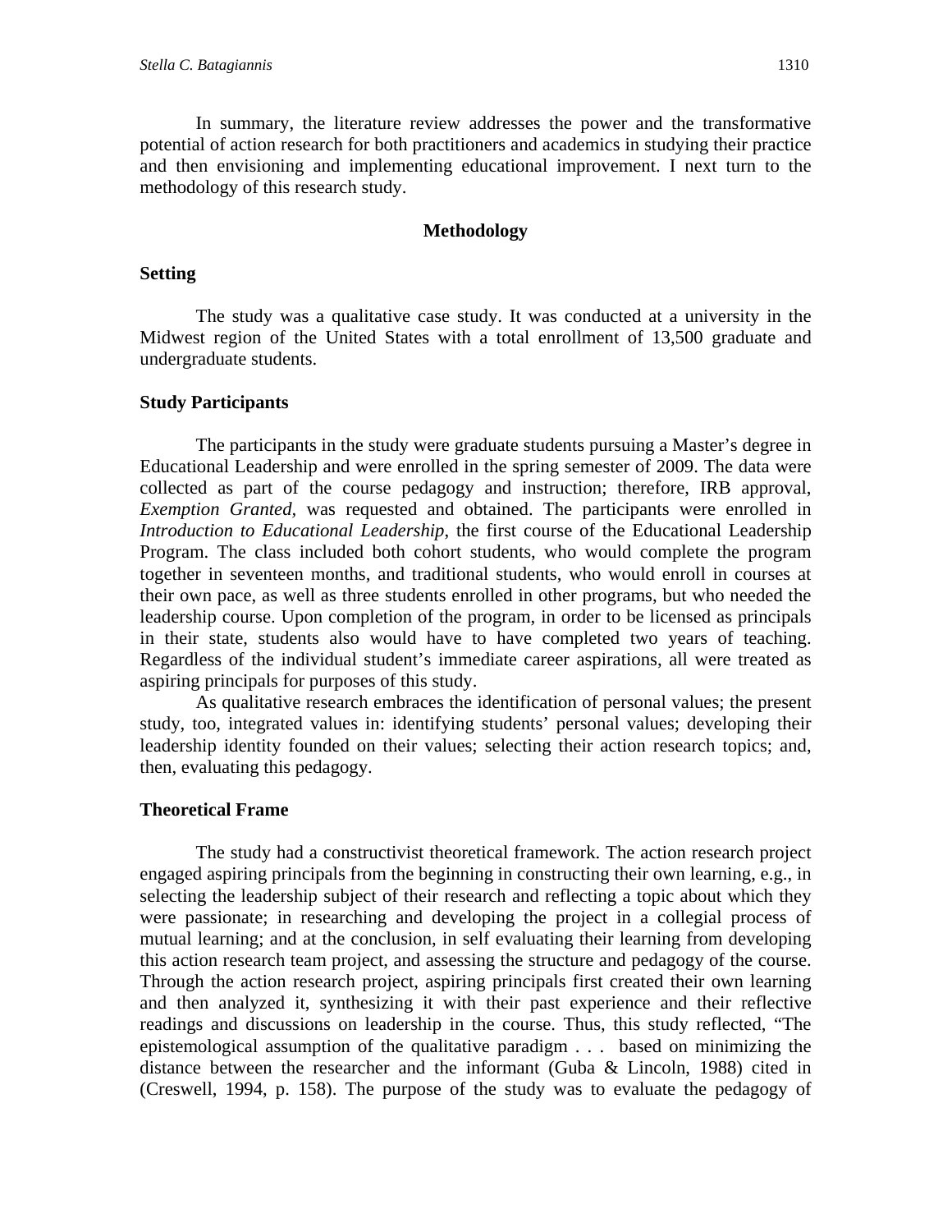In summary, the literature review addresses the power and the transformative potential of action research for both practitioners and academics in studying their practice and then envisioning and implementing educational improvement. I next turn to the methodology of this research study.

## Methodology

### Setting

The study was a qualitative case study. It was conducted at a university in the Midwest region of the United States with a total enrollment of 13,500 graduate and undergraduate students.

### Study Participants

The participants in the study were graduate students pursuing a Master's degree in Educational Leadership and were enrolled in the spring semester of 2009. The data were collected as part of the course pedagogy and instruction; therefore, IRB approval, *Exemption Granted,* was requested and obtained. The participants were enrolled in *Introduction to Educational Leadership*, the first course of the Educational Leadership Program. The class included both cohort students, who would complete the program together in seventeen months, and traditional students, who would enroll in courses at their own pace, as well as three students enrolled in other programs, but who needed the leadership course. Upon completion of the program, in order to be licensed as principals in their state, students also would have to have completed two years of teaching. Regardless of the individual student's immediate career aspirations, all were treated as aspiring principals for purposes of this study.

As qualitative research embraces the identification of personal values; the present study, too, integrated values in: identifying students' personal values; developing their leadership identity founded on their values; selecting their action research topics; and, then, evaluating this pedagogy.

### Theoretical Frame

The study had a constructivist theoretical framework. The action research project engaged aspiring principals from the beginning in constructing their own learning, e.g., in selecting the leadership subject of their research and reflecting a topic about which they were passionate; in researching and developing the project in a collegial process of mutual learning; and at the conclusion, in self evaluating their learning from developing this action research team project, and assessing the structure and pedagogy of the course. Through the action research project, aspiring principals first created their own learning and then analyzed it, synthesizing it with their past experience and their reflective readings and discussions on leadership in the course. Thus, this study reflected, "The epistemological assumption of the qualitative paradigm . . . based on minimizing the distance between the researcher and the informant (Guba & Lincoln, 1988) cited in (Creswell, 1994, p. 158). The purpose of the study was to evaluate the pedagogy of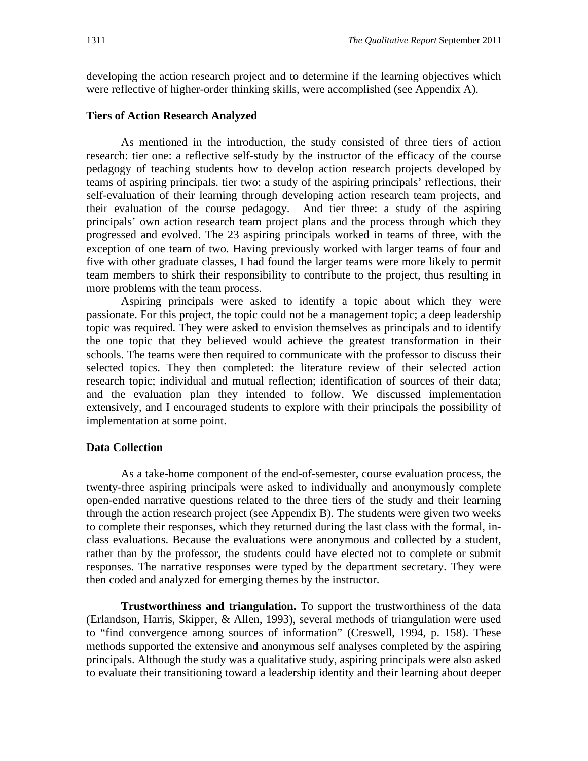developing the action research project and to determine if the learning objectives which were reflective of higher-order thinking skills, were accomplished (see Appendix A).

### Tiers of Action Research Analyzed

As mentioned in the introduction, the study consisted of three tiers of action research: tier one: a reflective self-study by the instructor of the efficacy of the course pedagogy of teaching students how to develop action research projects developed by teams of aspiring principals. tier two: a study of the aspiring principals' reflections, their self-evaluation of their learning through developing action research team projects, and their evaluation of the course pedagogy. And tier three: a study of the aspiring principals' own action research team project plans and the process through which they progressed and evolved. The 23 aspiring principals worked in teams of three, with the exception of one team of two. Having previously worked with larger teams of four and five with other graduate classes, I had found the larger teams were more likely to permit team members to shirk their responsibility to contribute to the project, thus resulting in more problems with the team process.

Aspiring principals were asked to identify a topic about which they were passionate. For this project, the topic could not be a management topic; a deep leadership topic was required. They were asked to envision themselves as principals and to identify the one topic that they believed would achieve the greatest transformation in their schools. The teams were then required to communicate with the professor to discuss their selected topics. They then completed: the literature review of their selected action research topic; individual and mutual reflection; identification of sources of their data; and the evaluation plan they intended to follow. We discussed implementation extensively, and I encouraged students to explore with their principals the possibility of implementation at some point.

### Data Collection

As a take-home component of the end-of-semester, course evaluation process, the twenty-three aspiring principals were asked to individually and anonymously complete open-ended narrative questions related to the three tiers of the study and their learning through the action research project (see Appendix B). The students were given two weeks to complete their responses, which they returned during the last class with the formal, in-class evaluations. Because the evaluations were anonymous and collected by a student, rather than by the professor, the students could have elected not to complete or submit responses. The narrative responses were typed by the department secretary. They were then coded and analyzed for emerging themes by the instructor.

**Trustworthiness and triangulation.** To support the trustworthiness of the data (Erlandson, Harris, Skipper, & Allen, 1993), several methods of triangulation were used to "find convergence among sources of information" (Creswell, 1994, p. 158). These methods supported the extensive and anonymous self analyses completed by the aspiring principals. Although the study was a qualitative study, aspiring principals were also asked to evaluate their transitioning toward a leadership identity and their learning about deeper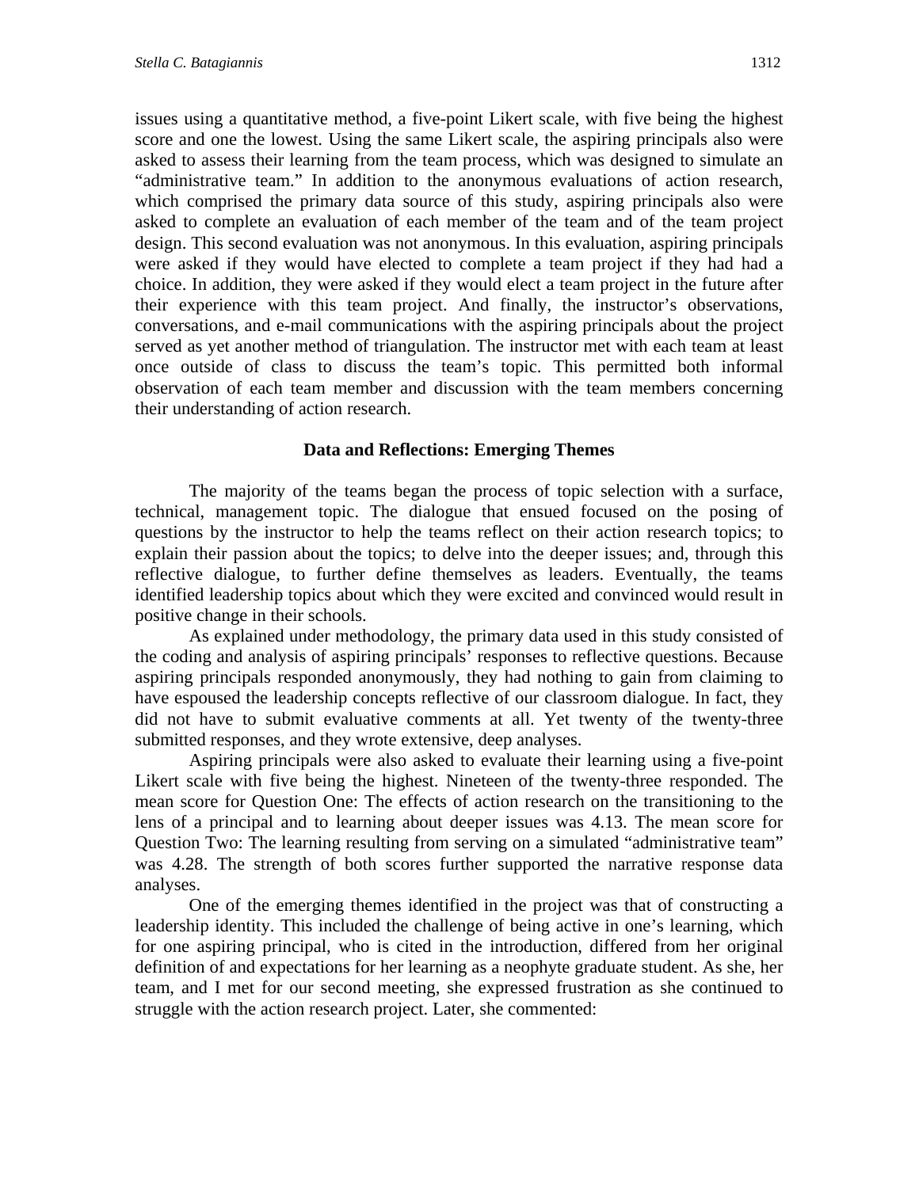issues using a quantitative method, a five-point Likert scale, with five being the highest score and one the lowest. Using the same Likert scale, the aspiring principals also were asked to assess their learning from the team process, which was designed to simulate an "administrative team." In addition to the anonymous evaluations of action research, which comprised the primary data source of this study, aspiring principals also were asked to complete an evaluation of each member of the team and of the team project design. This second evaluation was not anonymous. In this evaluation, aspiring principals were asked if they would have elected to complete a team project if they had had a choice. In addition, they were asked if they would elect a team project in the future after their experience with this team project. And finally, the instructor's observations, conversations, and e-mail communications with the aspiring principals about the project served as yet another method of triangulation. The instructor met with each team at least once outside of class to discuss the team's topic. This permitted both informal observation of each team member and discussion with the team members concerning their understanding of action research.

### Data and Reflections: Emerging Themes

The majority of the teams began the process of topic selection with a surface, technical, management topic. The dialogue that ensued focused on the posing of questions by the instructor to help the teams reflect on their action research topics; to explain their passion about the topics; to delve into the deeper issues; and, through this reflective dialogue, to further define themselves as leaders. Eventually, the teams identified leadership topics about which they were excited and convinced would result in positive change in their schools.

As explained under methodology, the primary data used in this study consisted of the coding and analysis of aspiring principals' responses to reflective questions. Because aspiring principals responded anonymously, they had nothing to gain from claiming to have espoused the leadership concepts reflective of our classroom dialogue. In fact, they did not have to submit evaluative comments at all. Yet twenty of the twenty-three submitted responses, and they wrote extensive, deep analyses.

Aspiring principals were also asked to evaluate their learning using a five-point Likert scale with five being the highest. Nineteen of the twenty-three responded. The mean score for Question One: The effects of action research on the transitioning to the lens of a principal and to learning about deeper issues was 4.13. The mean score for Question Two: The learning resulting from serving on a simulated "administrative team" was 4.28. The strength of both scores further supported the narrative response data analyses.

One of the emerging themes identified in the project was that of constructing a leadership identity. This included the challenge of being active in one's learning, which for one aspiring principal, who is cited in the introduction, differed from her original definition of and expectations for her learning as a neophyte graduate student. As she, her team, and I met for our second meeting, she expressed frustration as she continued to struggle with the action research project. Later, she commented: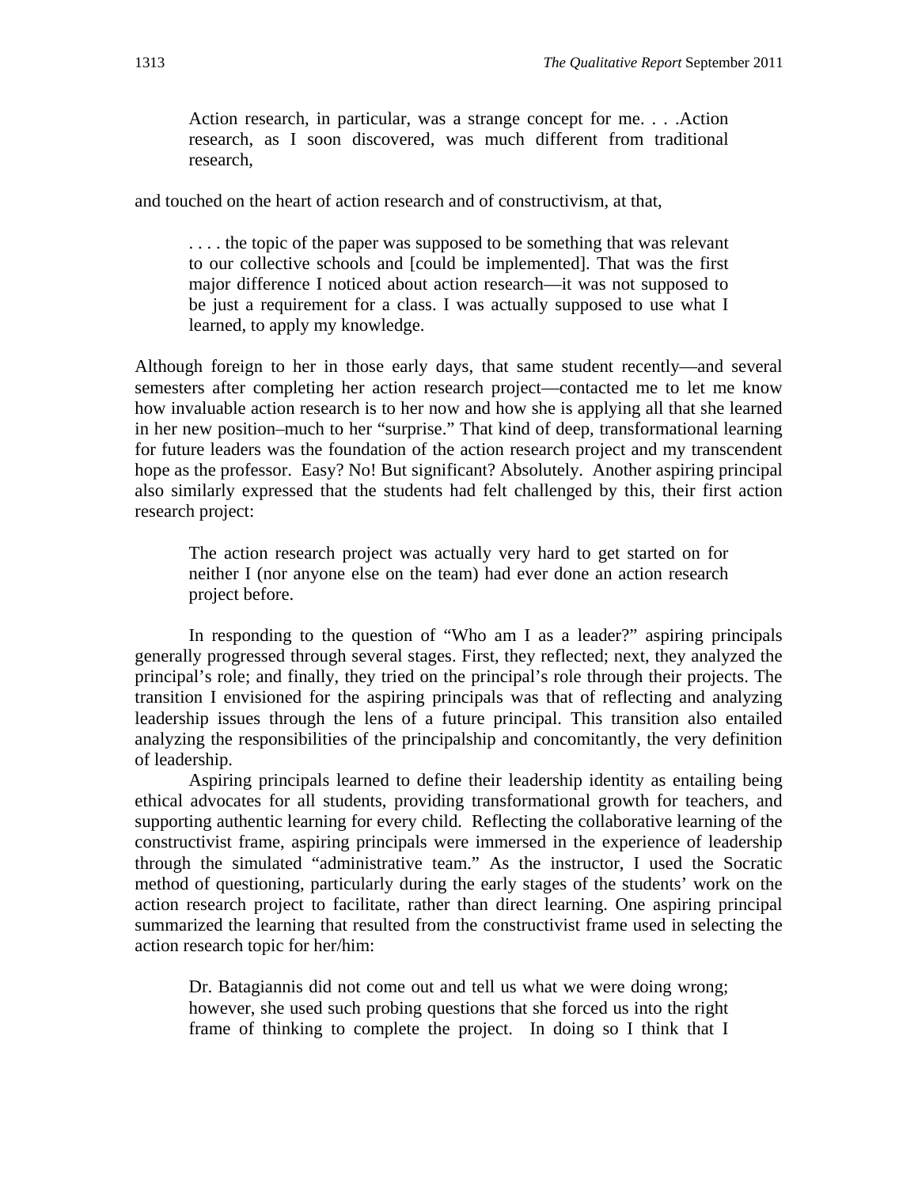> Action research, in particular, was a strange concept for me. . . .Action research, as I soon discovered, was much different from traditional research,

and touched on the heart of action research and of constructivism, at that,

> . . . . the topic of the paper was supposed to be something that was relevant to our collective schools and [could be implemented]. That was the first major difference I noticed about action research—it was not supposed to be just a requirement for a class. I was actually supposed to use what I learned, to apply my knowledge.

Although foreign to her in those early days, that same student recently—and several semesters after completing her action research project—contacted me to let me know how invaluable action research is to her now and how she is applying all that she learned in her new position–much to her "surprise." That kind of deep, transformational learning for future leaders was the foundation of the action research project and my transcendent hope as the professor. Easy? No! But significant? Absolutely. Another aspiring principal also similarly expressed that the students had felt challenged by this, their first action research project:

> The action research project was actually very hard to get started on for neither I (nor anyone else on the team) had ever done an action research project before.

In responding to the question of "Who am I as a leader?" aspiring principals generally progressed through several stages. First, they reflected; next, they analyzed the principal's role; and finally, they tried on the principal's role through their projects. The transition I envisioned for the aspiring principals was that of reflecting and analyzing leadership issues through the lens of a future principal. This transition also entailed analyzing the responsibilities of the principalship and concomitantly, the very definition of leadership.

Aspiring principals learned to define their leadership identity as entailing being ethical advocates for all students, providing transformational growth for teachers, and supporting authentic learning for every child. Reflecting the collaborative learning of the constructivist frame, aspiring principals were immersed in the experience of leadership through the simulated "administrative team." As the instructor, I used the Socratic method of questioning, particularly during the early stages of the students' work on the action research project to facilitate, rather than direct learning. One aspiring principal summarized the learning that resulted from the constructivist frame used in selecting the action research topic for her/him:

> Dr. Batagiannis did not come out and tell us what we were doing wrong; however, she used such probing questions that she forced us into the right frame of thinking to complete the project. In doing so I think that I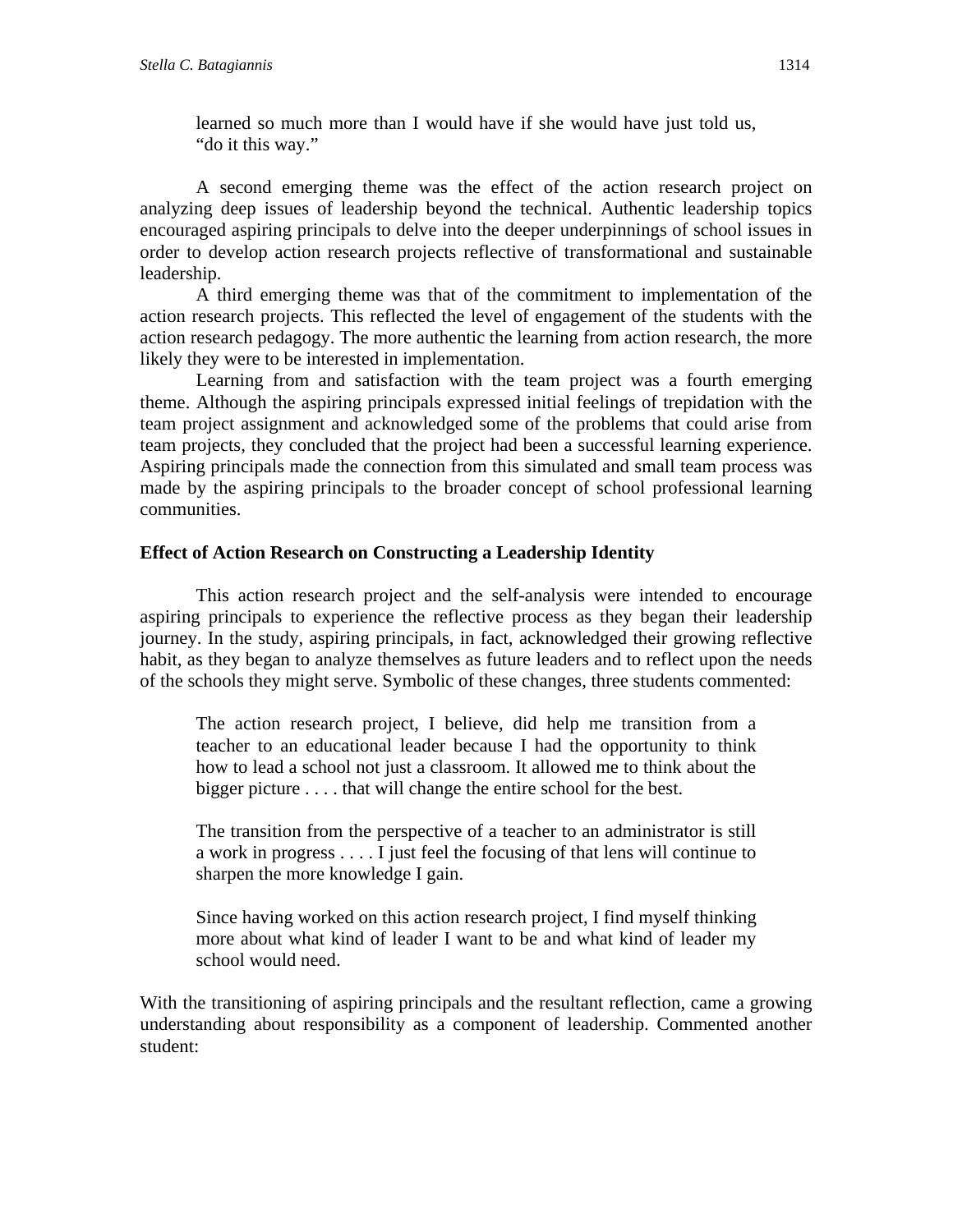> learned so much more than I would have if she would have just told us, "do it this way."

A second emerging theme was the effect of the action research project on analyzing deep issues of leadership beyond the technical. Authentic leadership topics encouraged aspiring principals to delve into the deeper underpinnings of school issues in order to develop action research projects reflective of transformational and sustainable leadership.

A third emerging theme was that of the commitment to implementation of the action research projects. This reflected the level of engagement of the students with the action research pedagogy. The more authentic the learning from action research, the more likely they were to be interested in implementation.

Learning from and satisfaction with the team project was a fourth emerging theme. Although the aspiring principals expressed initial feelings of trepidation with the team project assignment and acknowledged some of the problems that could arise from team projects, they concluded that the project had been a successful learning experience. Aspiring principals made the connection from this simulated and small team process was made by the aspiring principals to the broader concept of school professional learning communities.

### Effect of Action Research on Constructing a Leadership Identity

This action research project and the self-analysis were intended to encourage aspiring principals to experience the reflective process as they began their leadership journey. In the study, aspiring principals, in fact, acknowledged their growing reflective habit, as they began to analyze themselves as future leaders and to reflect upon the needs of the schools they might serve. Symbolic of these changes, three students commented:

> The action research project, I believe, did help me transition from a teacher to an educational leader because I had the opportunity to think how to lead a school not just a classroom. It allowed me to think about the bigger picture . . . . that will change the entire school for the best.

> The transition from the perspective of a teacher to an administrator is still a work in progress . . . . I just feel the focusing of that lens will continue to sharpen the more knowledge I gain.

> Since having worked on this action research project, I find myself thinking more about what kind of leader I want to be and what kind of leader my school would need.

With the transitioning of aspiring principals and the resultant reflection, came a growing understanding about responsibility as a component of leadership. Commented another student: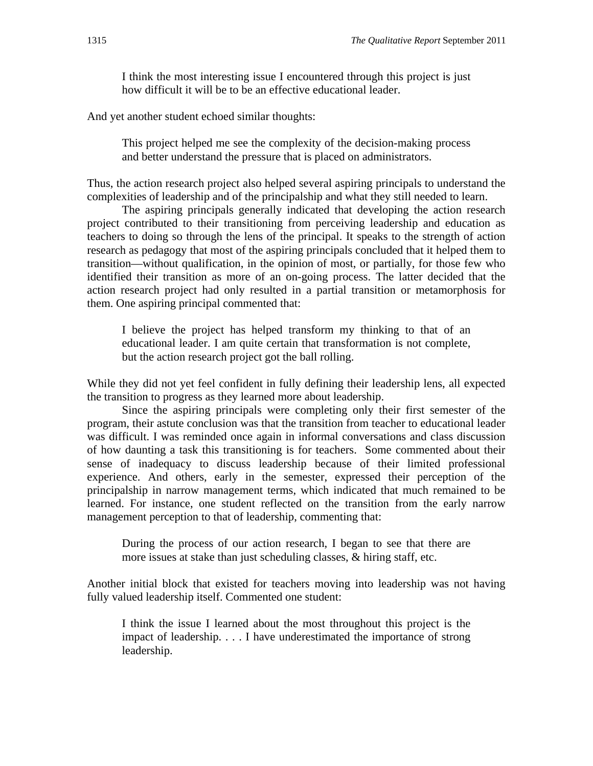> I think the most interesting issue I encountered through this project is just how difficult it will be to be an effective educational leader.

And yet another student echoed similar thoughts:

> This project helped me see the complexity of the decision-making process and better understand the pressure that is placed on administrators.

Thus, the action research project also helped several aspiring principals to understand the complexities of leadership and of the principalship and what they still needed to learn.

The aspiring principals generally indicated that developing the action research project contributed to their transitioning from perceiving leadership and education as teachers to doing so through the lens of the principal. It speaks to the strength of action research as pedagogy that most of the aspiring principals concluded that it helped them to transition—without qualification, in the opinion of most, or partially, for those few who identified their transition as more of an on-going process. The latter decided that the action research project had only resulted in a partial transition or metamorphosis for them. One aspiring principal commented that:

> I believe the project has helped transform my thinking to that of an educational leader. I am quite certain that transformation is not complete, but the action research project got the ball rolling.

While they did not yet feel confident in fully defining their leadership lens, all expected the transition to progress as they learned more about leadership.

Since the aspiring principals were completing only their first semester of the program, their astute conclusion was that the transition from teacher to educational leader was difficult. I was reminded once again in informal conversations and class discussion of how daunting a task this transitioning is for teachers. Some commented about their sense of inadequacy to discuss leadership because of their limited professional experience. And others, early in the semester, expressed their perception of the principalship in narrow management terms, which indicated that much remained to be learned. For instance, one student reflected on the transition from the early narrow management perception to that of leadership, commenting that:

> During the process of our action research, I began to see that there are more issues at stake than just scheduling classes, & hiring staff, etc.

Another initial block that existed for teachers moving into leadership was not having fully valued leadership itself. Commented one student:

> I think the issue I learned about the most throughout this project is the impact of leadership. . . . I have underestimated the importance of strong leadership.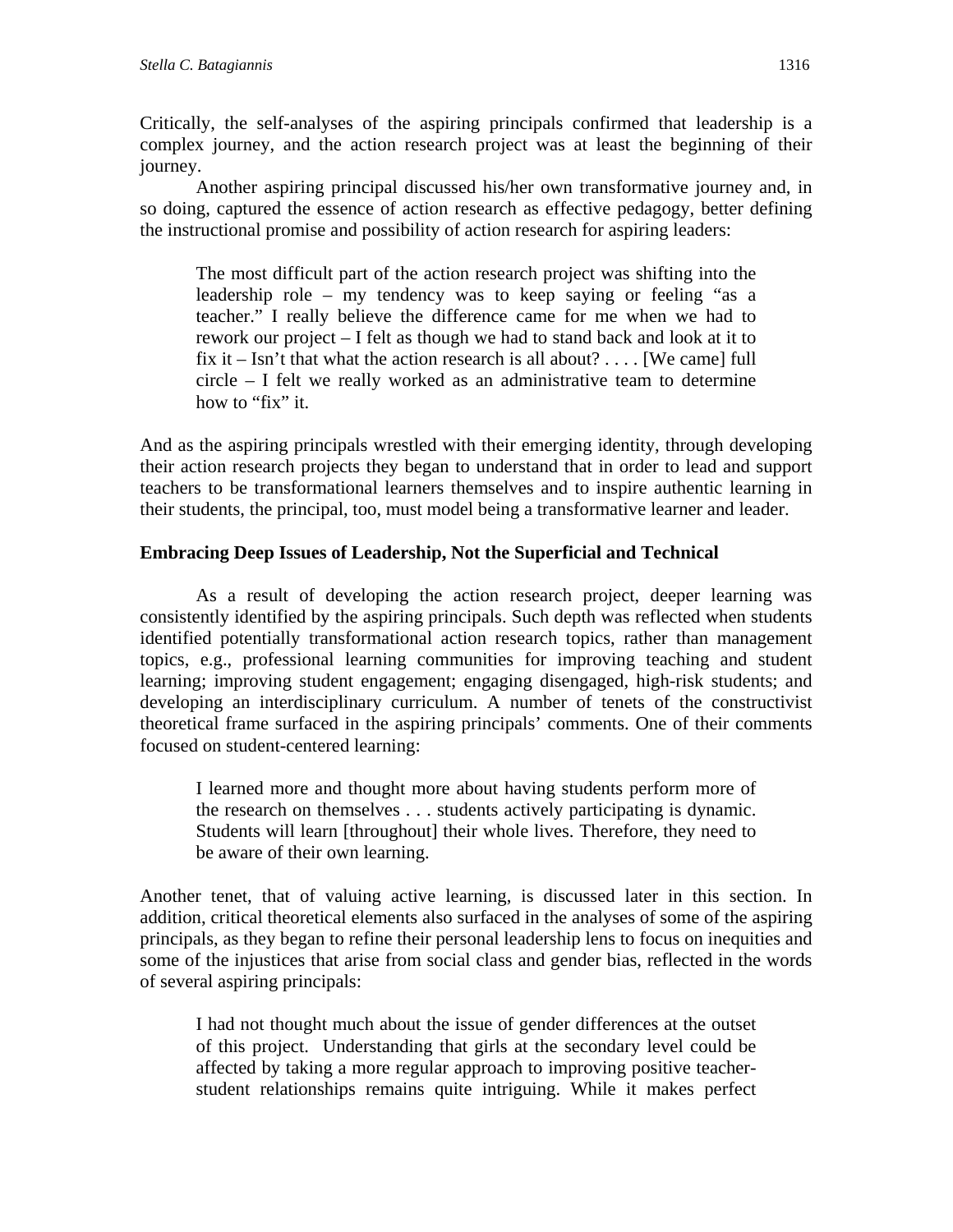Critically, the self-analyses of the aspiring principals confirmed that leadership is a complex journey, and the action research project was at least the beginning of their journey.

Another aspiring principal discussed his/her own transformative journey and, in so doing, captured the essence of action research as effective pedagogy, better defining the instructional promise and possibility of action research for aspiring leaders:

> The most difficult part of the action research project was shifting into the leadership role – my tendency was to keep saying or feeling "as a teacher." I really believe the difference came for me when we had to rework our project – I felt as though we had to stand back and look at it to fix it – Isn't that what the action research is all about? . . . . [We came] full circle – I felt we really worked as an administrative team to determine how to "fix" it.

And as the aspiring principals wrestled with their emerging identity, through developing their action research projects they began to understand that in order to lead and support teachers to be transformational learners themselves and to inspire authentic learning in their students, the principal, too, must model being a transformative learner and leader.

### Embracing Deep Issues of Leadership, Not the Superficial and Technical

As a result of developing the action research project, deeper learning was consistently identified by the aspiring principals. Such depth was reflected when students identified potentially transformational action research topics, rather than management topics, e.g., professional learning communities for improving teaching and student learning; improving student engagement; engaging disengaged, high-risk students; and developing an interdisciplinary curriculum. A number of tenets of the constructivist theoretical frame surfaced in the aspiring principals' comments. One of their comments focused on student-centered learning:

> I learned more and thought more about having students perform more of the research on themselves . . . students actively participating is dynamic. Students will learn [throughout] their whole lives. Therefore, they need to be aware of their own learning.

Another tenet, that of valuing active learning, is discussed later in this section. In addition, critical theoretical elements also surfaced in the analyses of some of the aspiring principals, as they began to refine their personal leadership lens to focus on inequities and some of the injustices that arise from social class and gender bias, reflected in the words of several aspiring principals:

> I had not thought much about the issue of gender differences at the outset of this project. Understanding that girls at the secondary level could be affected by taking a more regular approach to improving positive teacher-student relationships remains quite intriguing. While it makes perfect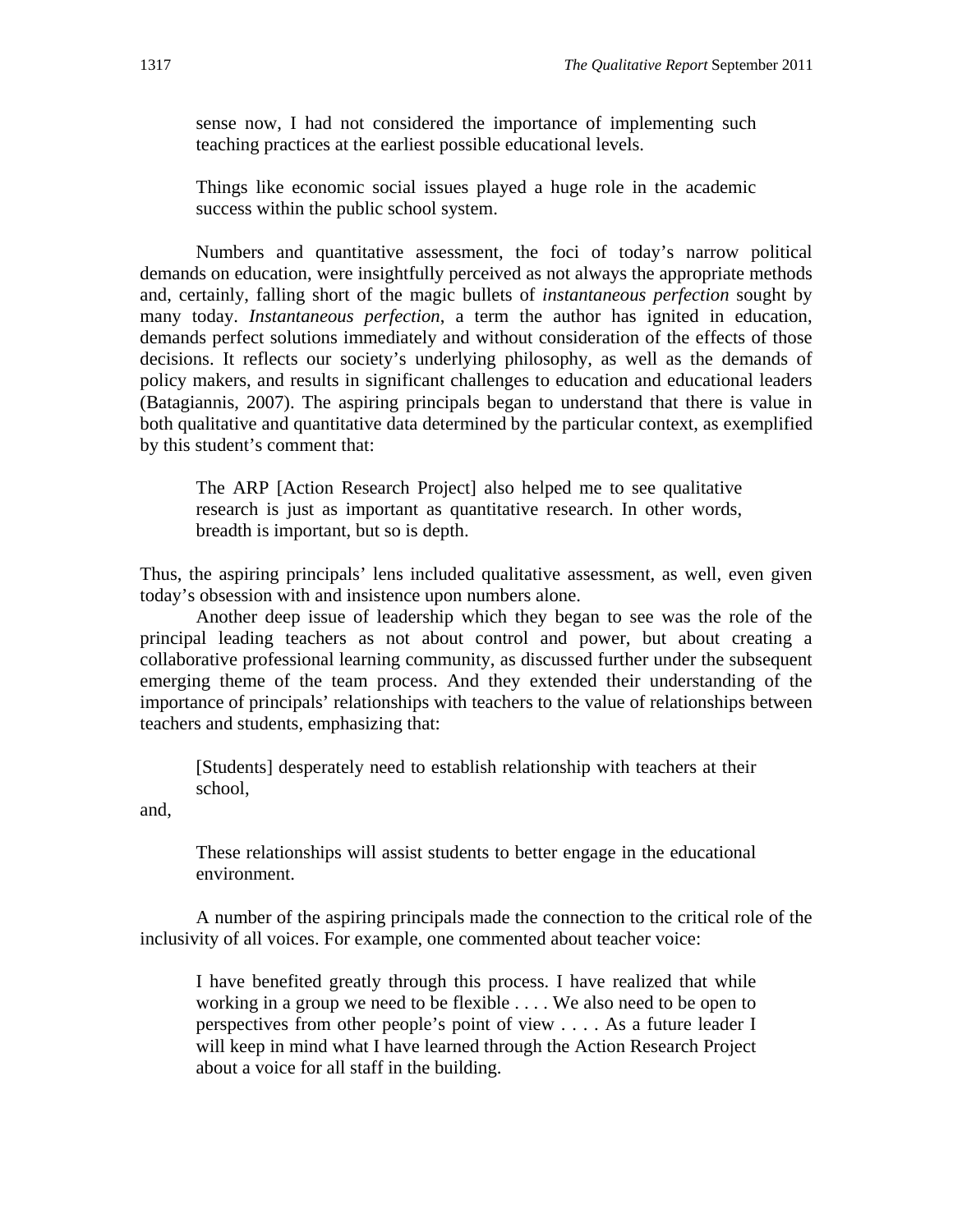> sense now, I had not considered the importance of implementing such teaching practices at the earliest possible educational levels.

> Things like economic social issues played a huge role in the academic success within the public school system.

Numbers and quantitative assessment, the foci of today's narrow political demands on education, were insightfully perceived as not always the appropriate methods and, certainly, falling short of the magic bullets of *instantaneous perfection* sought by many today. *Instantaneous perfection*, a term the author has ignited in education, demands perfect solutions immediately and without consideration of the effects of those decisions. It reflects our society's underlying philosophy, as well as the demands of policy makers, and results in significant challenges to education and educational leaders (Batagiannis, 2007). The aspiring principals began to understand that there is value in both qualitative and quantitative data determined by the particular context, as exemplified by this student's comment that:

> The ARP [Action Research Project] also helped me to see qualitative research is just as important as quantitative research. In other words, breadth is important, but so is depth.

Thus, the aspiring principals' lens included qualitative assessment, as well, even given today's obsession with and insistence upon numbers alone.

Another deep issue of leadership which they began to see was the role of the principal leading teachers as not about control and power, but about creating a collaborative professional learning community, as discussed further under the subsequent emerging theme of the team process. And they extended their understanding of the importance of principals' relationships with teachers to the value of relationships between teachers and students, emphasizing that:

> [Students] desperately need to establish relationship with teachers at their school,

and,

> These relationships will assist students to better engage in the educational environment.

A number of the aspiring principals made the connection to the critical role of the inclusivity of all voices. For example, one commented about teacher voice:

> I have benefited greatly through this process. I have realized that while working in a group we need to be flexible . . . . We also need to be open to perspectives from other people's point of view . . . . As a future leader I will keep in mind what I have learned through the Action Research Project about a voice for all staff in the building.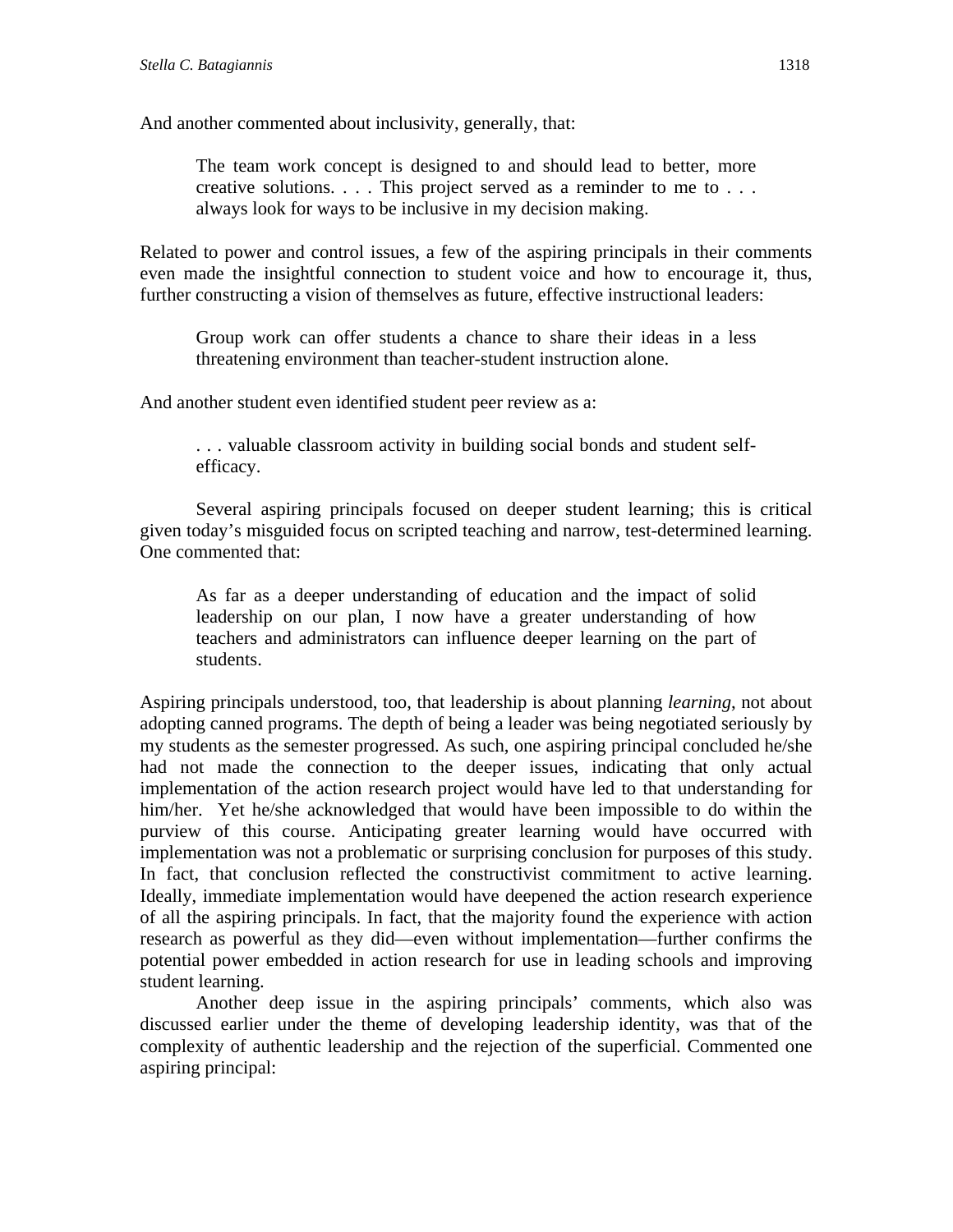And another commented about inclusivity, generally, that:

> The team work concept is designed to and should lead to better, more creative solutions. . . . This project served as a reminder to me to . . . always look for ways to be inclusive in my decision making.

Related to power and control issues, a few of the aspiring principals in their comments even made the insightful connection to student voice and how to encourage it, thus, further constructing a vision of themselves as future, effective instructional leaders:

> Group work can offer students a chance to share their ideas in a less threatening environment than teacher-student instruction alone.

And another student even identified student peer review as a:

> . . . valuable classroom activity in building social bonds and student self-efficacy.

Several aspiring principals focused on deeper student learning; this is critical given today's misguided focus on scripted teaching and narrow, test-determined learning. One commented that:

> As far as a deeper understanding of education and the impact of solid leadership on our plan, I now have a greater understanding of how teachers and administrators can influence deeper learning on the part of students.

Aspiring principals understood, too, that leadership is about planning *learning*, not about adopting canned programs. The depth of being a leader was being negotiated seriously by my students as the semester progressed. As such, one aspiring principal concluded he/she had not made the connection to the deeper issues, indicating that only actual implementation of the action research project would have led to that understanding for him/her. Yet he/she acknowledged that would have been impossible to do within the purview of this course. Anticipating greater learning would have occurred with implementation was not a problematic or surprising conclusion for purposes of this study. In fact, that conclusion reflected the constructivist commitment to active learning. Ideally, immediate implementation would have deepened the action research experience of all the aspiring principals. In fact, that the majority found the experience with action research as powerful as they did—even without implementation—further confirms the potential power embedded in action research for use in leading schools and improving student learning.

Another deep issue in the aspiring principals' comments, which also was discussed earlier under the theme of developing leadership identity, was that of the complexity of authentic leadership and the rejection of the superficial. Commented one aspiring principal: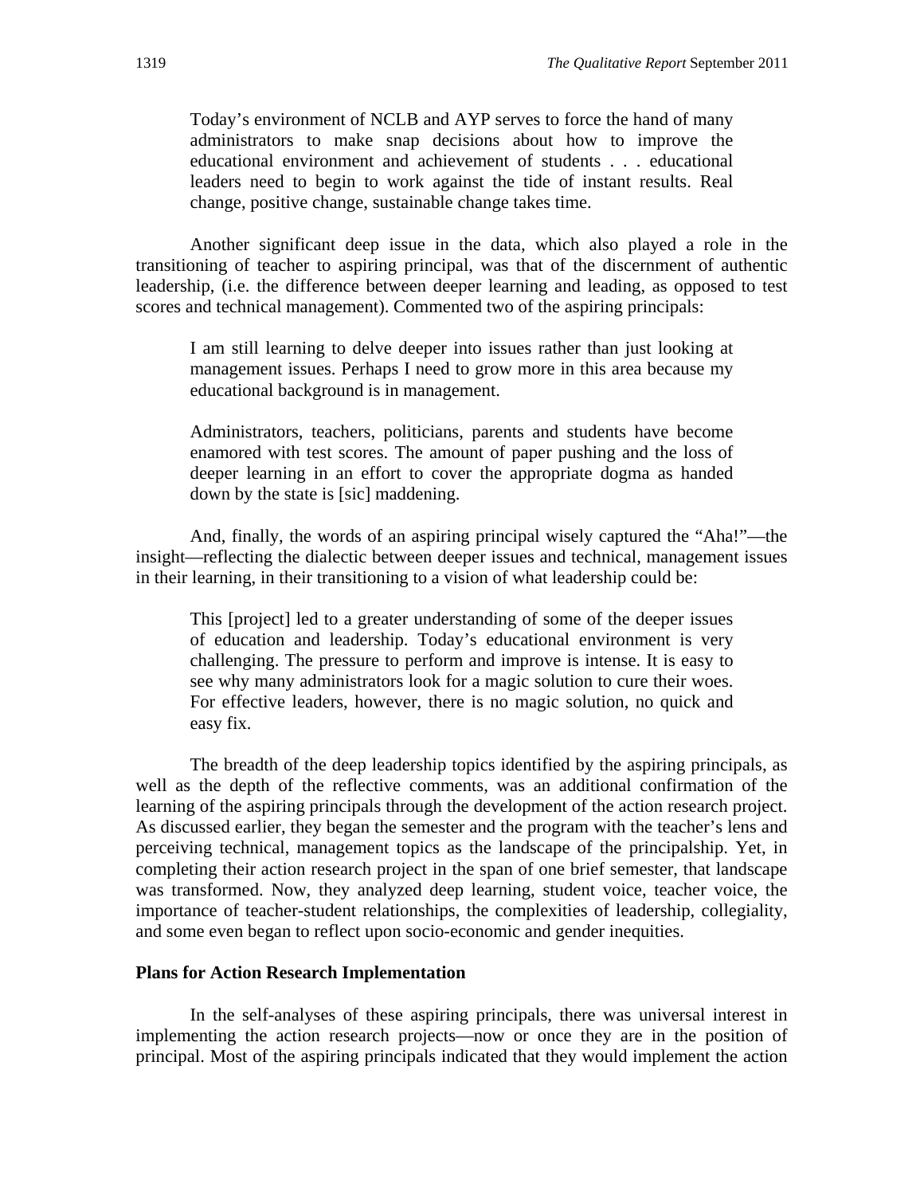> Today's environment of NCLB and AYP serves to force the hand of many administrators to make snap decisions about how to improve the educational environment and achievement of students . . . educational leaders need to begin to work against the tide of instant results. Real change, positive change, sustainable change takes time.

Another significant deep issue in the data, which also played a role in the transitioning of teacher to aspiring principal, was that of the discernment of authentic leadership, (i.e. the difference between deeper learning and leading, as opposed to test scores and technical management). Commented two of the aspiring principals:

> I am still learning to delve deeper into issues rather than just looking at management issues. Perhaps I need to grow more in this area because my educational background is in management.

> Administrators, teachers, politicians, parents and students have become enamored with test scores. The amount of paper pushing and the loss of deeper learning in an effort to cover the appropriate dogma as handed down by the state is [sic] maddening.

And, finally, the words of an aspiring principal wisely captured the "Aha!"—the insight—reflecting the dialectic between deeper issues and technical, management issues in their learning, in their transitioning to a vision of what leadership could be:

> This [project] led to a greater understanding of some of the deeper issues of education and leadership. Today's educational environment is very challenging. The pressure to perform and improve is intense. It is easy to see why many administrators look for a magic solution to cure their woes. For effective leaders, however, there is no magic solution, no quick and easy fix.

The breadth of the deep leadership topics identified by the aspiring principals, as well as the depth of the reflective comments, was an additional confirmation of the learning of the aspiring principals through the development of the action research project. As discussed earlier, they began the semester and the program with the teacher's lens and perceiving technical, management topics as the landscape of the principalship. Yet, in completing their action research project in the span of one brief semester, that landscape was transformed. Now, they analyzed deep learning, student voice, teacher voice, the importance of teacher-student relationships, the complexities of leadership, collegiality, and some even began to reflect upon socio-economic and gender inequities.

**Plans for Action Research Implementation**

In the self-analyses of these aspiring principals, there was universal interest in implementing the action research projects—now or once they are in the position of principal. Most of the aspiring principals indicated that they would implement the action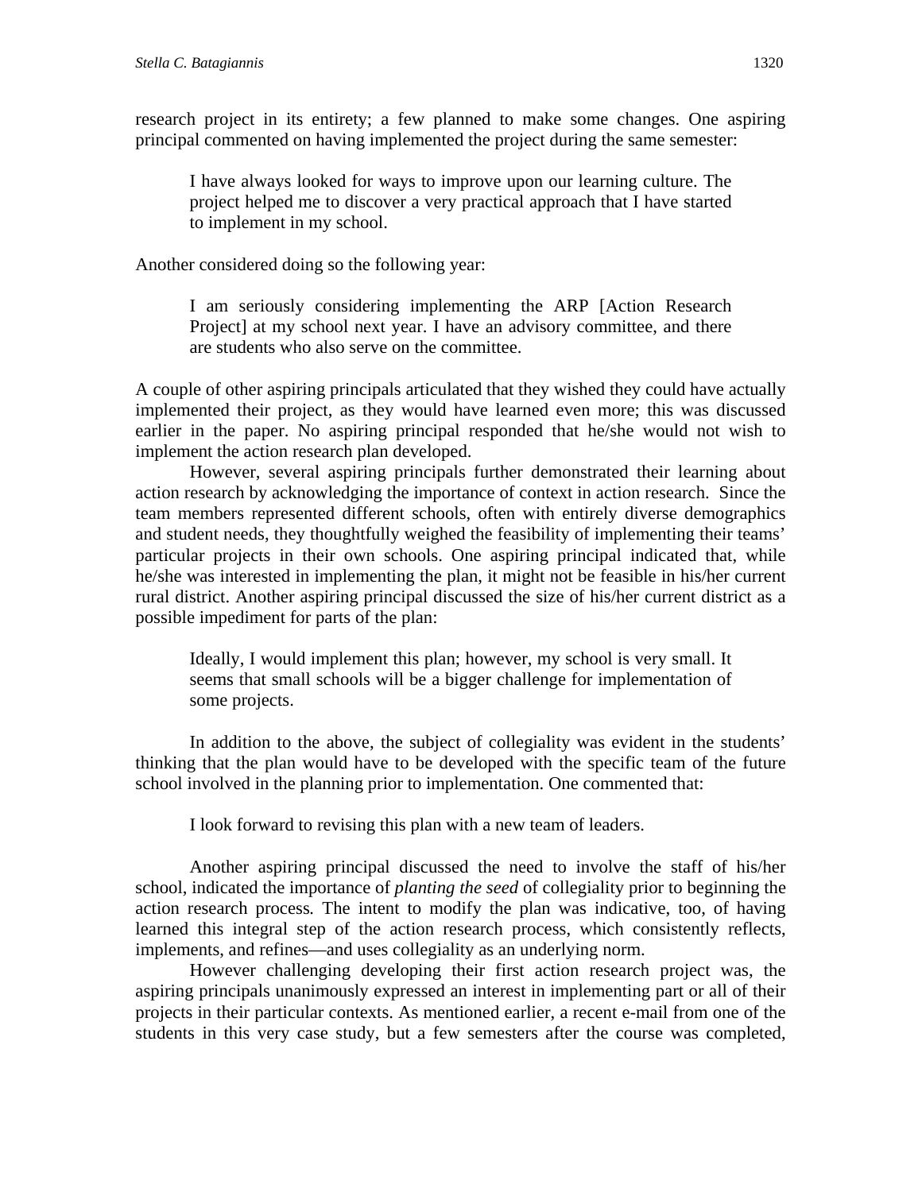research project in its entirety; a few planned to make some changes. One aspiring principal commented on having implemented the project during the same semester:

> I have always looked for ways to improve upon our learning culture. The project helped me to discover a very practical approach that I have started to implement in my school.

Another considered doing so the following year:

> I am seriously considering implementing the ARP [Action Research Project] at my school next year. I have an advisory committee, and there are students who also serve on the committee.

A couple of other aspiring principals articulated that they wished they could have actually implemented their project, as they would have learned even more; this was discussed earlier in the paper. No aspiring principal responded that he/she would not wish to implement the action research plan developed.

However, several aspiring principals further demonstrated their learning about action research by acknowledging the importance of context in action research. Since the team members represented different schools, often with entirely diverse demographics and student needs, they thoughtfully weighed the feasibility of implementing their teams' particular projects in their own schools. One aspiring principal indicated that, while he/she was interested in implementing the plan, it might not be feasible in his/her current rural district. Another aspiring principal discussed the size of his/her current district as a possible impediment for parts of the plan:

> Ideally, I would implement this plan; however, my school is very small. It seems that small schools will be a bigger challenge for implementation of some projects.

In addition to the above, the subject of collegiality was evident in the students' thinking that the plan would have to be developed with the specific team of the future school involved in the planning prior to implementation. One commented that:

> I look forward to revising this plan with a new team of leaders.

Another aspiring principal discussed the need to involve the staff of his/her school, indicated the importance of *planting the seed* of collegiality prior to beginning the action research process. The intent to modify the plan was indicative, too, of having learned this integral step of the action research process, which consistently reflects, implements, and refines—and uses collegiality as an underlying norm.

However challenging developing their first action research project was, the aspiring principals unanimously expressed an interest in implementing part or all of their projects in their particular contexts. As mentioned earlier, a recent e-mail from one of the students in this very case study, but a few semesters after the course was completed,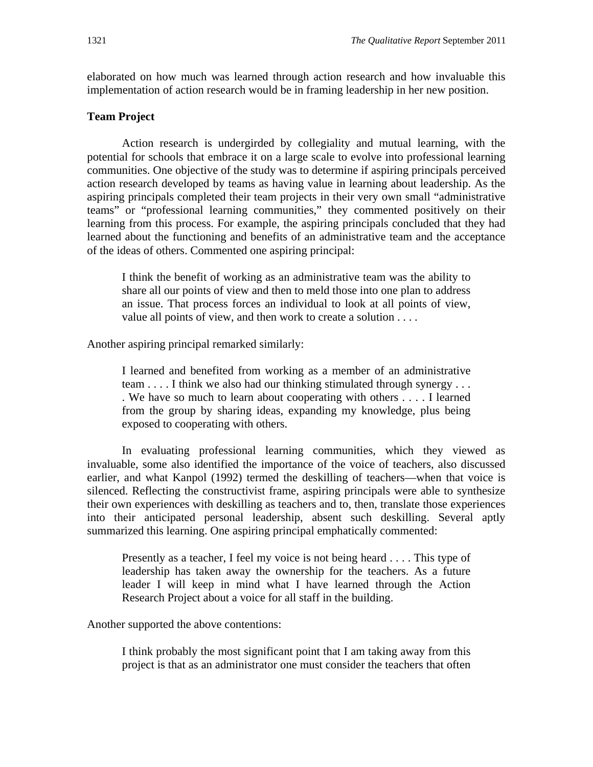elaborated on how much was learned through action research and how invaluable this implementation of action research would be in framing leadership in her new position.

### Team Project

Action research is undergirded by collegiality and mutual learning, with the potential for schools that embrace it on a large scale to evolve into professional learning communities. One objective of the study was to determine if aspiring principals perceived action research developed by teams as having value in learning about leadership. As the aspiring principals completed their team projects in their very own small "administrative teams" or "professional learning communities," they commented positively on their learning from this process. For example, the aspiring principals concluded that they had learned about the functioning and benefits of an administrative team and the acceptance of the ideas of others. Commented one aspiring principal:

> I think the benefit of working as an administrative team was the ability to share all our points of view and then to meld those into one plan to address an issue. That process forces an individual to look at all points of view, value all points of view, and then work to create a solution . . . .

Another aspiring principal remarked similarly:

> I learned and benefited from working as a member of an administrative team . . . . I think we also had our thinking stimulated through synergy . . . . We have so much to learn about cooperating with others . . . . I learned from the group by sharing ideas, expanding my knowledge, plus being exposed to cooperating with others.

In evaluating professional learning communities, which they viewed as invaluable, some also identified the importance of the voice of teachers, also discussed earlier, and what Kanpol (1992) termed the deskilling of teachers—when that voice is silenced. Reflecting the constructivist frame, aspiring principals were able to synthesize their own experiences with deskilling as teachers and to, then, translate those experiences into their anticipated personal leadership, absent such deskilling. Several aptly summarized this learning. One aspiring principal emphatically commented:

> Presently as a teacher, I feel my voice is not being heard . . . . This type of leadership has taken away the ownership for the teachers. As a future leader I will keep in mind what I have learned through the Action Research Project about a voice for all staff in the building.

Another supported the above contentions:

> I think probably the most significant point that I am taking away from this project is that as an administrator one must consider the teachers that often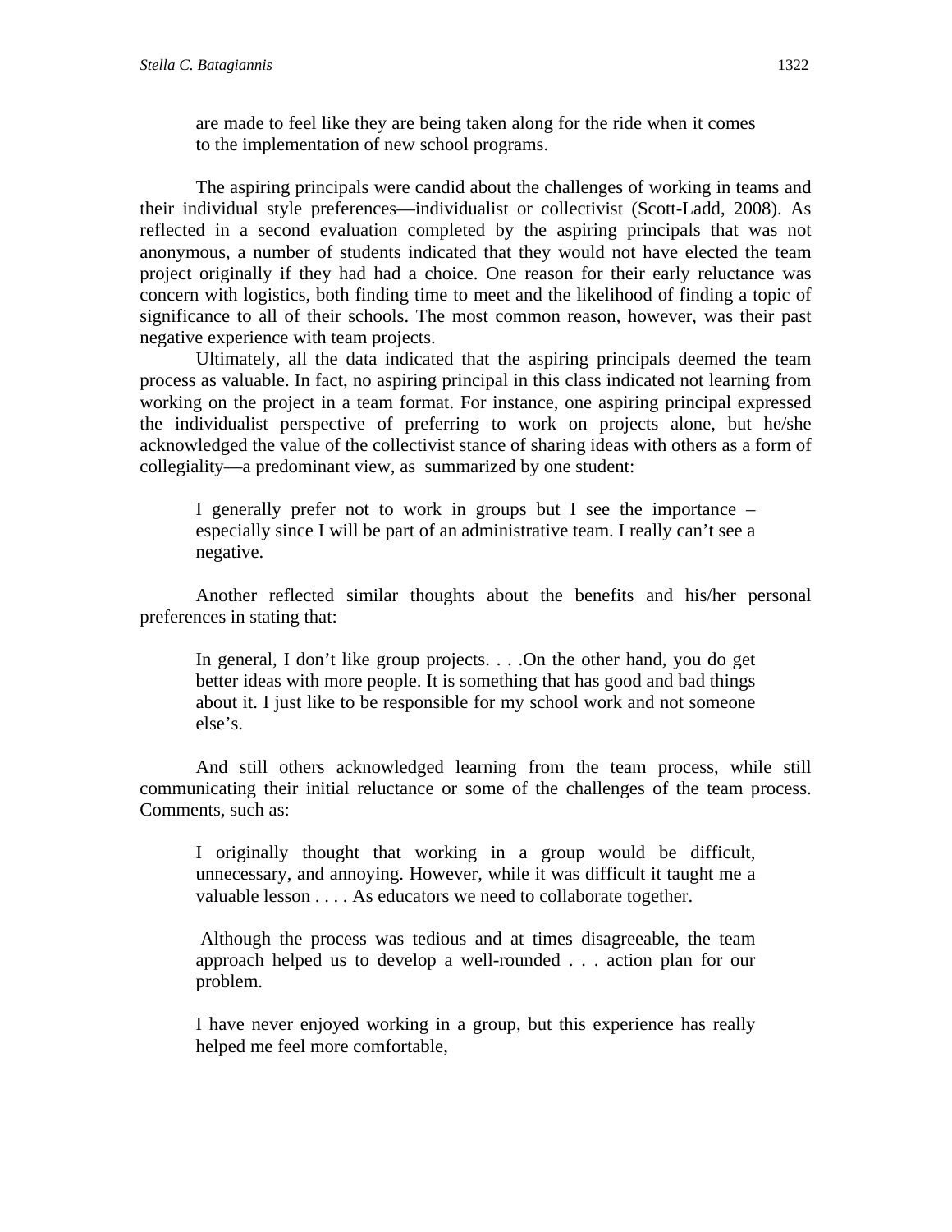> are made to feel like they are being taken along for the ride when it comes to the implementation of new school programs.

The aspiring principals were candid about the challenges of working in teams and their individual style preferences—individualist or collectivist (Scott-Ladd, 2008). As reflected in a second evaluation completed by the aspiring principals that was not anonymous, a number of students indicated that they would not have elected the team project originally if they had had a choice. One reason for their early reluctance was concern with logistics, both finding time to meet and the likelihood of finding a topic of significance to all of their schools. The most common reason, however, was their past negative experience with team projects.

Ultimately, all the data indicated that the aspiring principals deemed the team process as valuable. In fact, no aspiring principal in this class indicated not learning from working on the project in a team format. For instance, one aspiring principal expressed the individualist perspective of preferring to work on projects alone, but he/she acknowledged the value of the collectivist stance of sharing ideas with others as a form of collegiality—a predominant view, as summarized by one student:

> I generally prefer not to work in groups but I see the importance – especially since I will be part of an administrative team. I really can't see a negative.

Another reflected similar thoughts about the benefits and his/her personal preferences in stating that:

> In general, I don't like group projects. . . .On the other hand, you do get better ideas with more people. It is something that has good and bad things about it. I just like to be responsible for my school work and not someone else's.

And still others acknowledged learning from the team process, while still communicating their initial reluctance or some of the challenges of the team process. Comments, such as:

> I originally thought that working in a group would be difficult, unnecessary, and annoying. However, while it was difficult it taught me a valuable lesson . . . . As educators we need to collaborate together.

> Although the process was tedious and at times disagreeable, the team approach helped us to develop a well-rounded . . . action plan for our problem.

> I have never enjoyed working in a group, but this experience has really helped me feel more comfortable,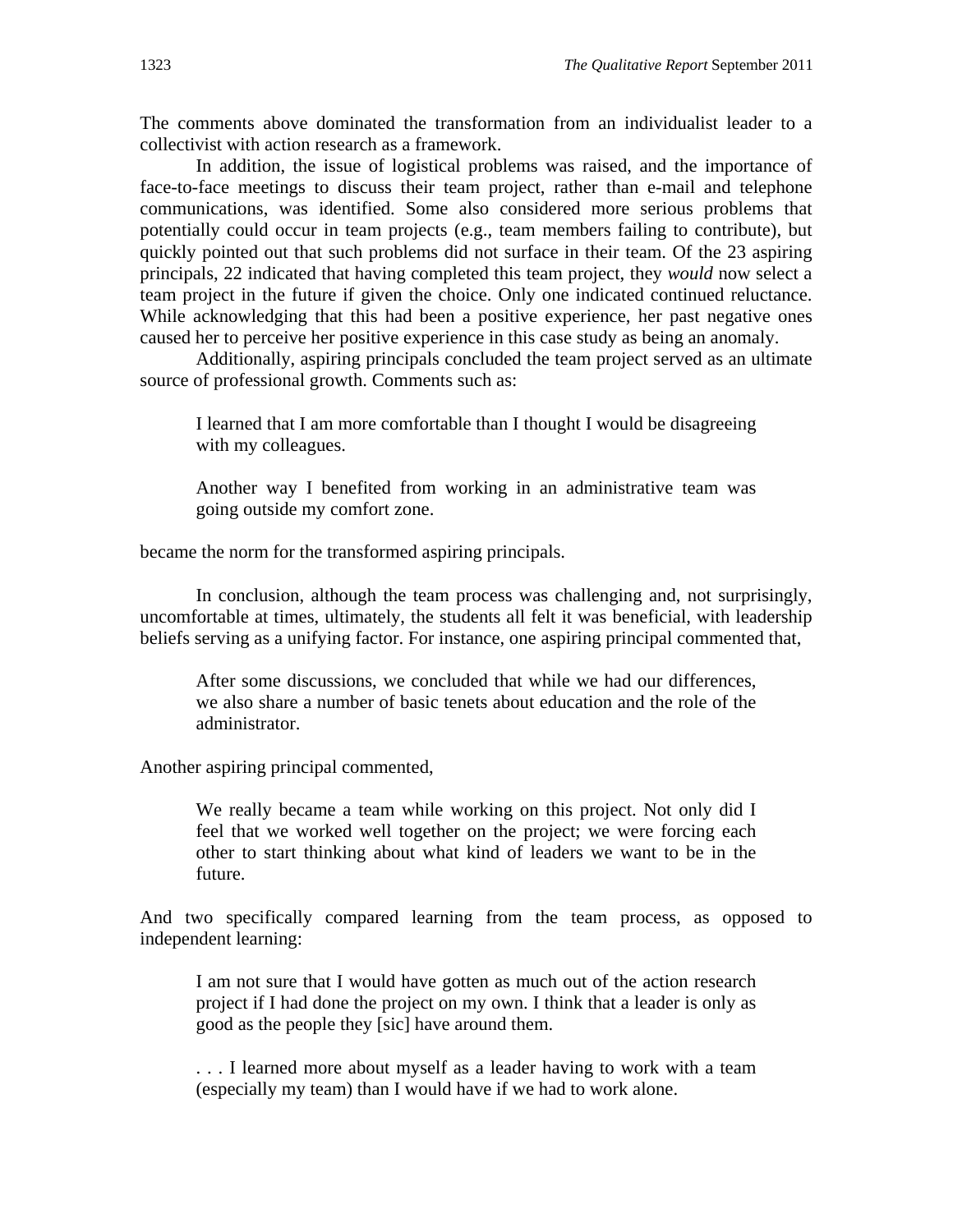The comments above dominated the transformation from an individualist leader to a collectivist with action research as a framework.

In addition, the issue of logistical problems was raised, and the importance of face-to-face meetings to discuss their team project, rather than e-mail and telephone communications, was identified. Some also considered more serious problems that potentially could occur in team projects (e.g., team members failing to contribute), but quickly pointed out that such problems did not surface in their team. Of the 23 aspiring principals, 22 indicated that having completed this team project, they *would* now select a team project in the future if given the choice. Only one indicated continued reluctance. While acknowledging that this had been a positive experience, her past negative ones caused her to perceive her positive experience in this case study as being an anomaly.

Additionally, aspiring principals concluded the team project served as an ultimate source of professional growth. Comments such as:

> I learned that I am more comfortable than I thought I would be disagreeing with my colleagues.
>
> Another way I benefited from working in an administrative team was going outside my comfort zone.

became the norm for the transformed aspiring principals.

In conclusion, although the team process was challenging and, not surprisingly, uncomfortable at times, ultimately, the students all felt it was beneficial, with leadership beliefs serving as a unifying factor. For instance, one aspiring principal commented that,

> After some discussions, we concluded that while we had our differences, we also share a number of basic tenets about education and the role of the administrator.

Another aspiring principal commented,

> We really became a team while working on this project. Not only did I feel that we worked well together on the project; we were forcing each other to start thinking about what kind of leaders we want to be in the future.

And two specifically compared learning from the team process, as opposed to independent learning:

> I am not sure that I would have gotten as much out of the action research project if I had done the project on my own. I think that a leader is only as good as the people they [sic] have around them.
>
> . . . I learned more about myself as a leader having to work with a team (especially my team) than I would have if we had to work alone.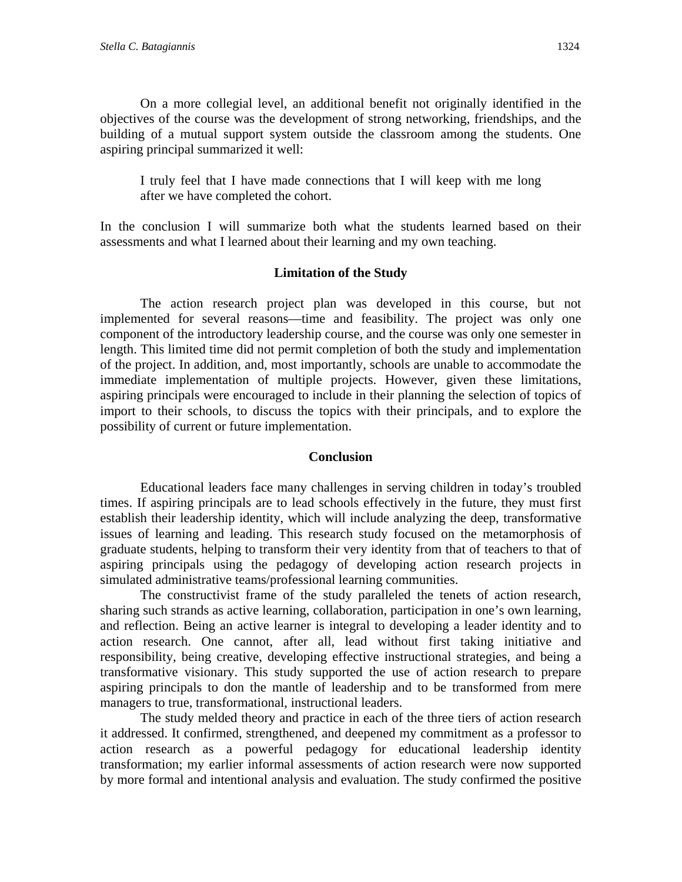On a more collegial level, an additional benefit not originally identified in the objectives of the course was the development of strong networking, friendships, and the building of a mutual support system outside the classroom among the students. One aspiring principal summarized it well:

> I truly feel that I have made connections that I will keep with me long after we have completed the cohort.

In the conclusion I will summarize both what the students learned based on their assessments and what I learned about their learning and my own teaching.

## Limitation of the Study

The action research project plan was developed in this course, but not implemented for several reasons—time and feasibility. The project was only one component of the introductory leadership course, and the course was only one semester in length. This limited time did not permit completion of both the study and implementation of the project. In addition, and, most importantly, schools are unable to accommodate the immediate implementation of multiple projects. However, given these limitations, aspiring principals were encouraged to include in their planning the selection of topics of import to their schools, to discuss the topics with their principals, and to explore the possibility of current or future implementation.

## Conclusion

Educational leaders face many challenges in serving children in today's troubled times. If aspiring principals are to lead schools effectively in the future, they must first establish their leadership identity, which will include analyzing the deep, transformative issues of learning and leading. This research study focused on the metamorphosis of graduate students, helping to transform their very identity from that of teachers to that of aspiring principals using the pedagogy of developing action research projects in simulated administrative teams/professional learning communities.

The constructivist frame of the study paralleled the tenets of action research, sharing such strands as active learning, collaboration, participation in one's own learning, and reflection. Being an active learner is integral to developing a leader identity and to action research. One cannot, after all, lead without first taking initiative and responsibility, being creative, developing effective instructional strategies, and being a transformative visionary. This study supported the use of action research to prepare aspiring principals to don the mantle of leadership and to be transformed from mere managers to true, transformational, instructional leaders.

The study melded theory and practice in each of the three tiers of action research it addressed. It confirmed, strengthened, and deepened my commitment as a professor to action research as a powerful pedagogy for educational leadership identity transformation; my earlier informal assessments of action research were now supported by more formal and intentional analysis and evaluation. The study confirmed the positive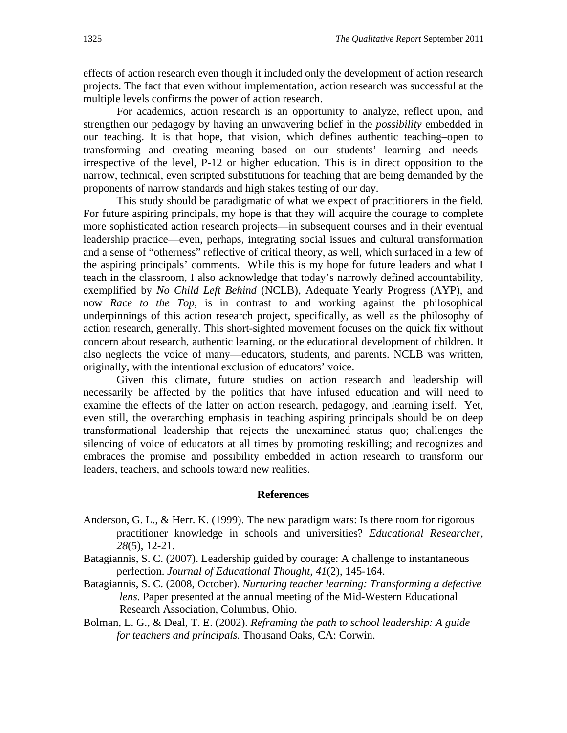effects of action research even though it included only the development of action research projects. The fact that even without implementation, action research was successful at the multiple levels confirms the power of action research.

For academics, action research is an opportunity to analyze, reflect upon, and strengthen our pedagogy by having an unwavering belief in the *possibility* embedded in our teaching. It is that hope, that vision, which defines authentic teaching–open to transforming and creating meaning based on our students' learning and needs–irrespective of the level, P-12 or higher education. This is in direct opposition to the narrow, technical, even scripted substitutions for teaching that are being demanded by the proponents of narrow standards and high stakes testing of our day.

This study should be paradigmatic of what we expect of practitioners in the field. For future aspiring principals, my hope is that they will acquire the courage to complete more sophisticated action research projects—in subsequent courses and in their eventual leadership practice—even, perhaps, integrating social issues and cultural transformation and a sense of "otherness" reflective of critical theory, as well, which surfaced in a few of the aspiring principals' comments. While this is my hope for future leaders and what I teach in the classroom, I also acknowledge that today's narrowly defined accountability, exemplified by *No Child Left Behind* (NCLB), Adequate Yearly Progress (AYP), and now *Race to the Top*, is in contrast to and working against the philosophical underpinnings of this action research project, specifically, as well as the philosophy of action research, generally. This short-sighted movement focuses on the quick fix without concern about research, authentic learning, or the educational development of children. It also neglects the voice of many—educators, students, and parents. NCLB was written, originally, with the intentional exclusion of educators' voice.

Given this climate, future studies on action research and leadership will necessarily be affected by the politics that have infused education and will need to examine the effects of the latter on action research, pedagogy, and learning itself. Yet, even still, the overarching emphasis in teaching aspiring principals should be on deep transformational leadership that rejects the unexamined status quo; challenges the silencing of voice of educators at all times by promoting reskilling; and recognizes and embraces the promise and possibility embedded in action research to transform our leaders, teachers, and schools toward new realities.

## References

Anderson, G. L., & Herr. K. (1999). The new paradigm wars: Is there room for rigorous practitioner knowledge in schools and universities? *Educational Researcher, 28*(5), 12-21.

Batagiannis, S. C. (2007). Leadership guided by courage: A challenge to instantaneous perfection. *Journal of Educational Thought, 41*(2), 145-164.

Batagiannis, S. C. (2008, October). *Nurturing teacher learning: Transforming a defective lens.* Paper presented at the annual meeting of the Mid-Western Educational Research Association, Columbus, Ohio.

Bolman, L. G., & Deal, T. E. (2002). *Reframing the path to school leadership: A guide for teachers and principals.* Thousand Oaks, CA: Corwin.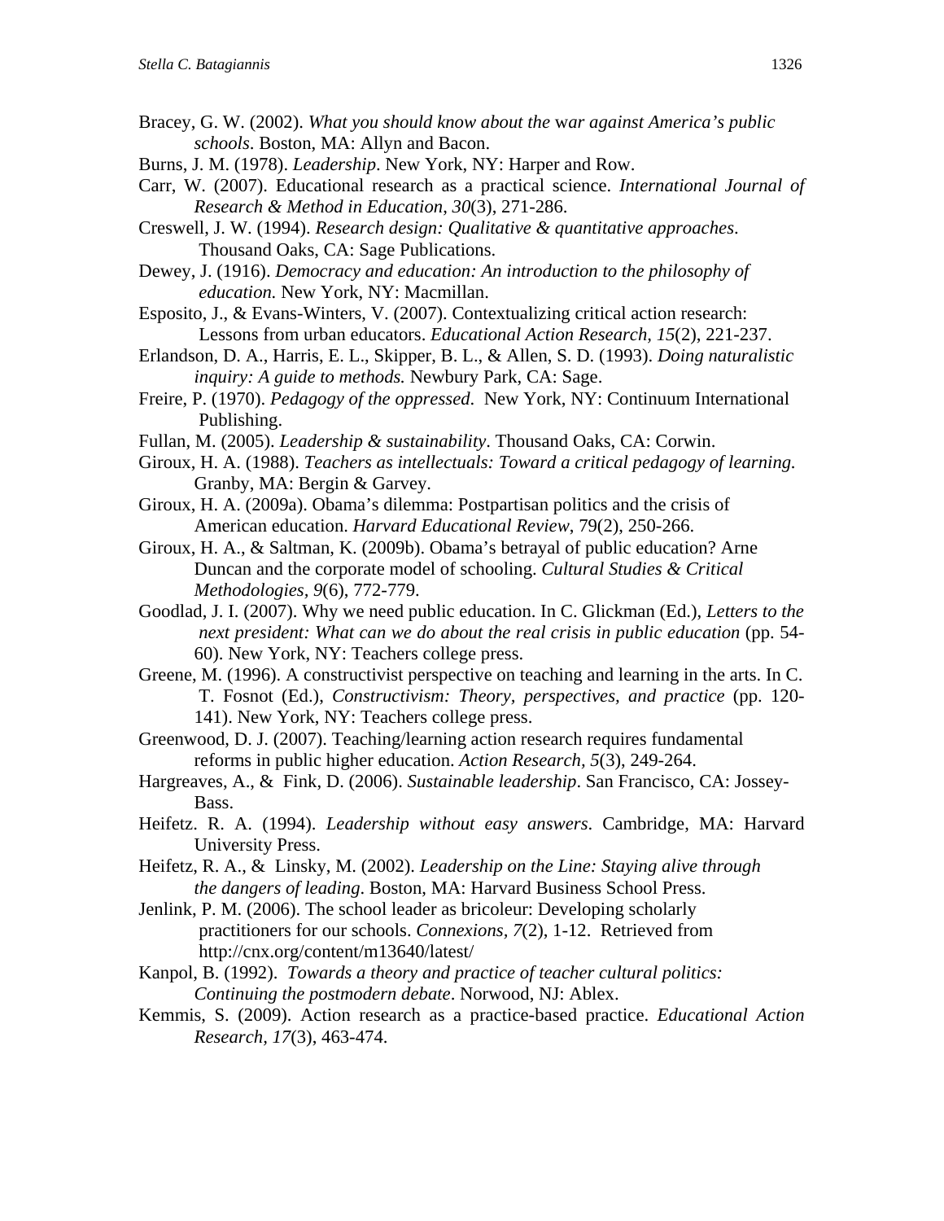Bracey, G. W. (2002). *What you should know about the war against America's public schools*. Boston, MA: Allyn and Bacon.

Burns, J. M. (1978). *Leadership*. New York, NY: Harper and Row.

Carr, W. (2007). Educational research as a practical science. *International Journal of Research & Method in Education, 30*(3), 271-286.

Creswell, J. W. (1994). *Research design: Qualitative & quantitative approaches*. Thousand Oaks, CA: Sage Publications.

Dewey, J. (1916). *Democracy and education: An introduction to the philosophy of education.* New York, NY: Macmillan.

Esposito, J., & Evans-Winters, V. (2007). Contextualizing critical action research: Lessons from urban educators. *Educational Action Research, 15*(2), 221-237.

Erlandson, D. A., Harris, E. L., Skipper, B. L., & Allen, S. D. (1993). *Doing naturalistic inquiry: A guide to methods.* Newbury Park, CA: Sage.

Freire, P. (1970). *Pedagogy of the oppressed*. New York, NY: Continuum International Publishing.

Fullan, M. (2005). *Leadership & sustainability*. Thousand Oaks, CA: Corwin.

Giroux, H. A. (1988). *Teachers as intellectuals: Toward a critical pedagogy of learning.* Granby, MA: Bergin & Garvey.

Giroux, H. A. (2009a). Obama's dilemma: Postpartisan politics and the crisis of American education. *Harvard Educational Review*, 79(2), 250-266.

Giroux, H. A., & Saltman, K. (2009b). Obama's betrayal of public education? Arne Duncan and the corporate model of schooling. *Cultural Studies & Critical Methodologies, 9*(6), 772-779.

Goodlad, J. I. (2007). Why we need public education. In C. Glickman (Ed.), *Letters to the next president: What can we do about the real crisis in public education* (pp. 54-60). New York, NY: Teachers college press.

Greene, M. (1996). A constructivist perspective on teaching and learning in the arts. In C. T. Fosnot (Ed.), *Constructivism: Theory, perspectives, and practice* (pp. 120-141). New York, NY: Teachers college press.

Greenwood, D. J. (2007). Teaching/learning action research requires fundamental reforms in public higher education. *Action Research, 5*(3), 249-264.

Hargreaves, A., & Fink, D. (2006). *Sustainable leadership*. San Francisco, CA: Jossey-Bass.

Heifetz. R. A. (1994). *Leadership without easy answers*. Cambridge, MA: Harvard University Press.

Heifetz, R. A., & Linsky, M. (2002). *Leadership on the Line: Staying alive through the dangers of leading*. Boston, MA: Harvard Business School Press.

Jenlink, P. M. (2006). The school leader as bricoleur: Developing scholarly practitioners for our schools. *Connexions, 7*(2), 1-12. Retrieved from http://cnx.org/content/m13640/latest/

Kanpol, B. (1992). *Towards a theory and practice of teacher cultural politics: Continuing the postmodern debate*. Norwood, NJ: Ablex.

Kemmis, S. (2009). Action research as a practice-based practice. *Educational Action Research, 17*(3), 463-474.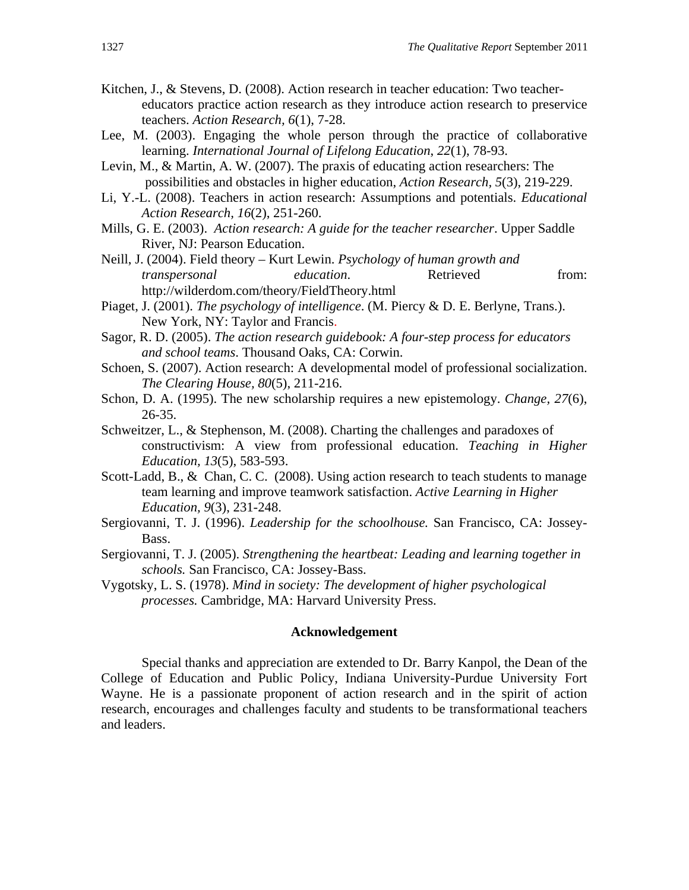Kitchen, J., & Stevens, D. (2008). Action research in teacher education: Two teacher-educators practice action research as they introduce action research to preservice teachers. *Action Research, 6*(1), 7-28.

Lee, M. (2003). Engaging the whole person through the practice of collaborative learning. *International Journal of Lifelong Education, 22*(1), 78-93.

Levin, M., & Martin, A. W. (2007). The praxis of educating action researchers: The possibilities and obstacles in higher education, *Action Research, 5*(3), 219-229.

Li, Y.-L. (2008). Teachers in action research: Assumptions and potentials. *Educational Action Research, 16*(2), 251-260.

Mills, G. E. (2003). *Action research: A guide for the teacher researcher*. Upper Saddle River, NJ: Pearson Education.

Neill, J. (2004). Field theory – Kurt Lewin. *Psychology of human growth and transpersonal education*. Retrieved from: http://wilderdom.com/theory/FieldTheory.html

Piaget, J. (2001). *The psychology of intelligence*. (M. Piercy & D. E. Berlyne, Trans.). New York, NY: Taylor and Francis.

Sagor, R. D. (2005). *The action research guidebook: A four-step process for educators and school teams*. Thousand Oaks, CA: Corwin.

Schoen, S. (2007). Action research: A developmental model of professional socialization. *The Clearing House, 80*(5), 211-216.

Schon, D. A. (1995). The new scholarship requires a new epistemology. *Change, 27*(6), 26-35.

Schweitzer, L., & Stephenson, M. (2008). Charting the challenges and paradoxes of constructivism: A view from professional education. *Teaching in Higher Education, 13*(5), 583-593.

Scott-Ladd, B., & Chan, C. C. (2008). Using action research to teach students to manage team learning and improve teamwork satisfaction. *Active Learning in Higher Education, 9*(3), 231-248.

Sergiovanni, T. J. (1996). *Leadership for the schoolhouse.* San Francisco, CA: Jossey-Bass.

Sergiovanni, T. J. (2005). *Strengthening the heartbeat: Leading and learning together in schools.* San Francisco, CA: Jossey-Bass.

Vygotsky, L. S. (1978). *Mind in society: The development of higher psychological processes.* Cambridge, MA: Harvard University Press.

## Acknowledgement

Special thanks and appreciation are extended to Dr. Barry Kanpol, the Dean of the College of Education and Public Policy, Indiana University-Purdue University Fort Wayne. He is a passionate proponent of action research and in the spirit of action research, encourages and challenges faculty and students to be transformational teachers and leaders.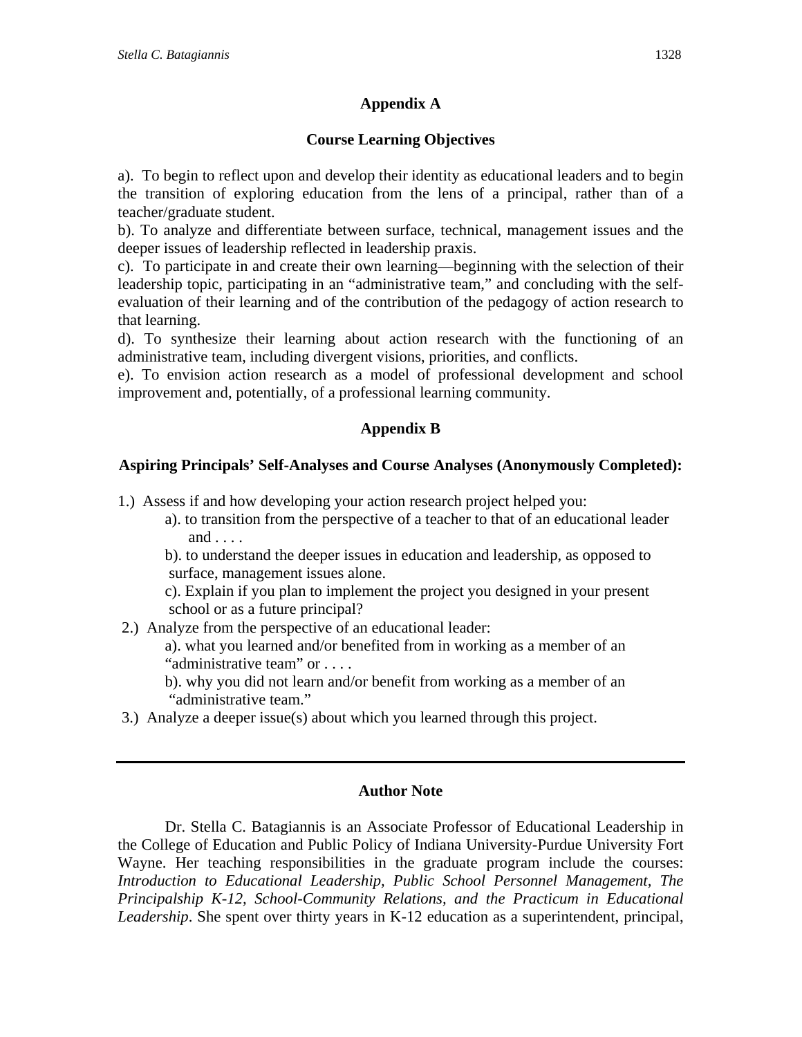## Appendix A

### Course Learning Objectives

a). To begin to reflect upon and develop their identity as educational leaders and to begin the transition of exploring education from the lens of a principal, rather than of a teacher/graduate student.
b). To analyze and differentiate between surface, technical, management issues and the deeper issues of leadership reflected in leadership praxis.
c). To participate in and create their own learning—beginning with the selection of their leadership topic, participating in an "administrative team," and concluding with the self-evaluation of their learning and of the contribution of the pedagogy of action research to that learning.
d). To synthesize their learning about action research with the functioning of an administrative team, including divergent visions, priorities, and conflicts.
e). To envision action research as a model of professional development and school improvement and, potentially, of a professional learning community.

## Appendix B

### Aspiring Principals' Self-Analyses and Course Analyses (Anonymously Completed):

1.) Assess if and how developing your action research project helped you:
   a). to transition from the perspective of a teacher to that of an educational leader and . . . .
   b). to understand the deeper issues in education and leadership, as opposed to surface, management issues alone.
   c). Explain if you plan to implement the project you designed in your present school or as a future principal?
2.) Analyze from the perspective of an educational leader:
   a). what you learned and/or benefited from in working as a member of an "administrative team" or . . . .
   b). why you did not learn and/or benefit from working as a member of an "administrative team."
3.) Analyze a deeper issue(s) about which you learned through this project.

---

### Author Note

Dr. Stella C. Batagiannis is an Associate Professor of Educational Leadership in the College of Education and Public Policy of Indiana University-Purdue University Fort Wayne. Her teaching responsibilities in the graduate program include the courses: *Introduction to Educational Leadership, Public School Personnel Management, The Principalship K-12, School-Community Relations, and the Practicum in Educational Leadership*. She spent over thirty years in K-12 education as a superintendent, principal,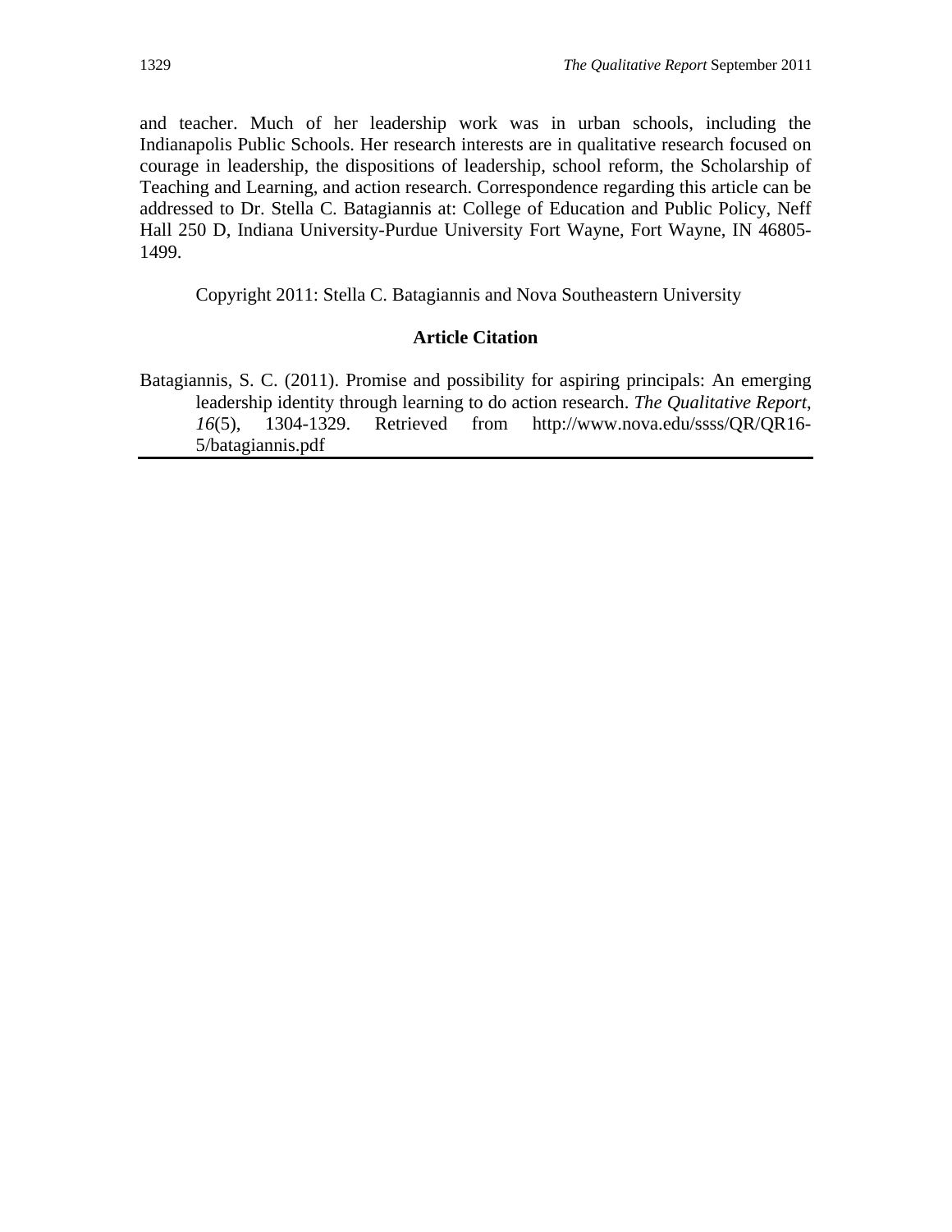and teacher. Much of her leadership work was in urban schools, including the Indianapolis Public Schools. Her research interests are in qualitative research focused on courage in leadership, the dispositions of leadership, school reform, the Scholarship of Teaching and Learning, and action research. Correspondence regarding this article can be addressed to Dr. Stella C. Batagiannis at: College of Education and Public Policy, Neff Hall 250 D, Indiana University-Purdue University Fort Wayne, Fort Wayne, IN 46805-1499.

Copyright 2011: Stella C. Batagiannis and Nova Southeastern University

**Article Citation**

Batagiannis, S. C. (2011). Promise and possibility for aspiring principals: An emerging leadership identity through learning to do action research. *The Qualitative Report*, *16*(5), 1304-1329. Retrieved from http://www.nova.edu/ssss/QR/QR16-5/batagiannis.pdf